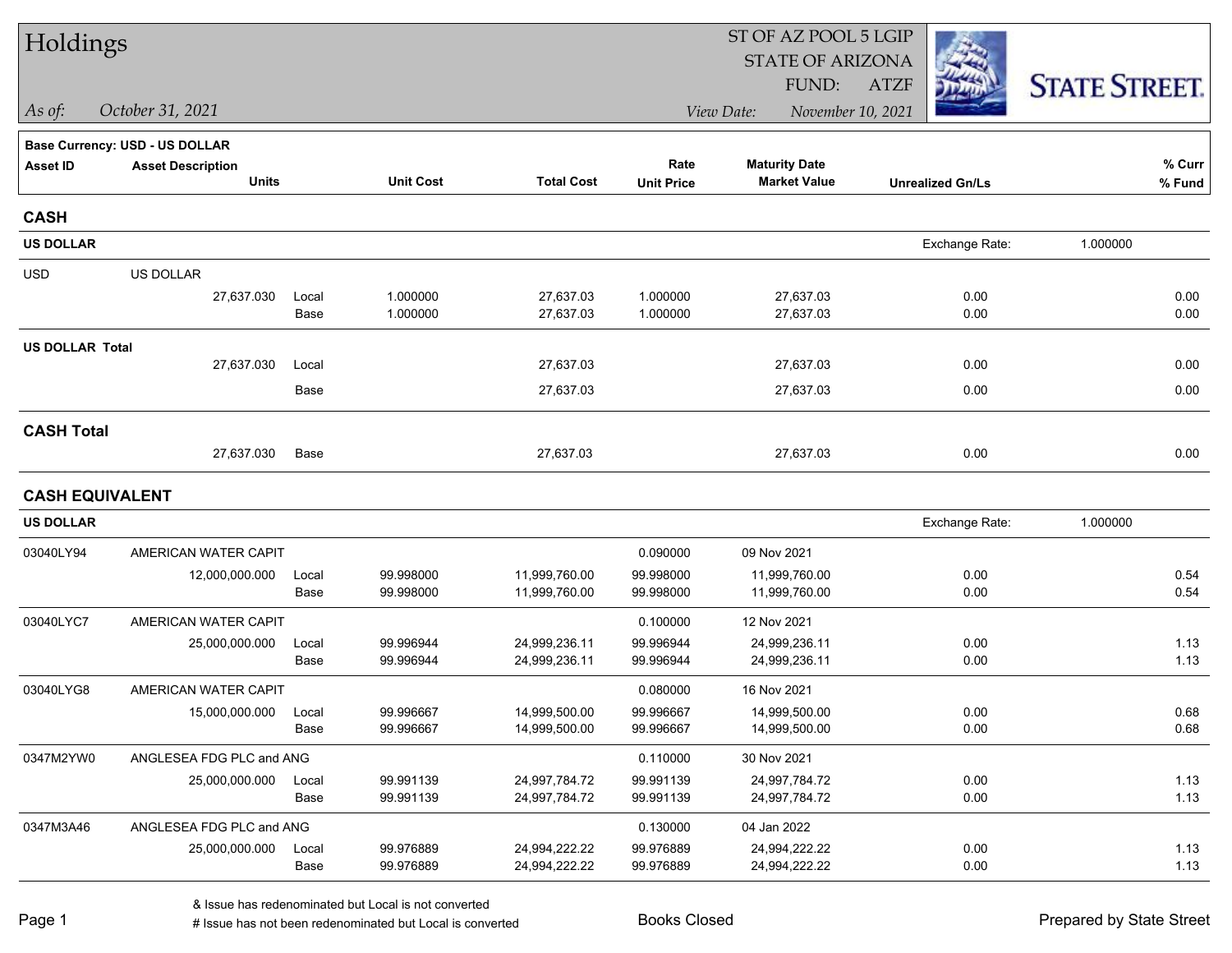# Holdings

**As of:** October 31, 2021

ST OF AZ POOL 5 LGIP
STATE OF ARIZONA
FUND: ATZF

**View Date:** November 10, 2021

STATE STREET

**Base Currency: USD - US DOLLAR**

| Asset ID | Asset Description / Units | | Unit Cost | Total Cost | Rate / Unit Price | Maturity Date / Market Value | Unrealized Gn/Ls | % Curr / % Fund |
|---|---|---|---|---|---|---|---|---|
| **CASH** | | | | | | | | |
| **US DOLLAR** | | | | | | | Exchange Rate: | 1.000000 |
| USD | US DOLLAR | | | | | | | |
| | 27,637.030 | Local | 1.000000 | 27,637.03 | 1.000000 | 27,637.03 | 0.00 | 0.00 |
| | | Base | 1.000000 | 27,637.03 | 1.000000 | 27,637.03 | 0.00 | 0.00 |
| **US DOLLAR Total** | | | | | | | | |
| | 27,637.030 | Local | | 27,637.03 | | 27,637.03 | 0.00 | 0.00 |
| | | Base | | 27,637.03 | | 27,637.03 | 0.00 | 0.00 |
| **CASH Total** | | | | | | | | |
| | 27,637.030 | Base | | 27,637.03 | | 27,637.03 | 0.00 | 0.00 |
| **CASH EQUIVALENT** | | | | | | | | |
| **US DOLLAR** | | | | | | | Exchange Rate: | 1.000000 |
| 03040LY94 | AMERICAN WATER CAPIT | | | | 0.090000 | 09 Nov 2021 | | |
| | 12,000,000.000 | Local | 99.998000 | 11,999,760.00 | 99.998000 | 11,999,760.00 | 0.00 | 0.54 |
| | | Base | 99.998000 | 11,999,760.00 | 99.998000 | 11,999,760.00 | 0.00 | 0.54 |
| 03040LYC7 | AMERICAN WATER CAPIT | | | | 0.100000 | 12 Nov 2021 | | |
| | 25,000,000.000 | Local | 99.996944 | 24,999,236.11 | 99.996944 | 24,999,236.11 | 0.00 | 1.13 |
| | | Base | 99.996944 | 24,999,236.11 | 99.996944 | 24,999,236.11 | 0.00 | 1.13 |
| 03040LYG8 | AMERICAN WATER CAPIT | | | | 0.080000 | 16 Nov 2021 | | |
| | 15,000,000.000 | Local | 99.996667 | 14,999,500.00 | 99.996667 | 14,999,500.00 | 0.00 | 0.68 |
| | | Base | 99.996667 | 14,999,500.00 | 99.996667 | 14,999,500.00 | 0.00 | 0.68 |
| 0347M2YW0 | ANGLESEA FDG PLC and ANG | | | | 0.110000 | 30 Nov 2021 | | |
| | 25,000,000.000 | Local | 99.991139 | 24,997,784.72 | 99.991139 | 24,997,784.72 | 0.00 | 1.13 |
| | | Base | 99.991139 | 24,997,784.72 | 99.991139 | 24,997,784.72 | 0.00 | 1.13 |
| 0347M3A46 | ANGLESEA FDG PLC and ANG | | | | 0.130000 | 04 Jan 2022 | | |
| | 25,000,000.000 | Local | 99.976889 | 24,994,222.22 | 99.976889 | 24,994,222.22 | 0.00 | 1.13 |
| | | Base | 99.976889 | 24,994,222.22 | 99.976889 | 24,994,222.22 | 0.00 | 1.13 |

& Issue has redenominated but Local is not converted
# Issue has not been redenominated but Local is converted

Books Closed

Prepared by State Street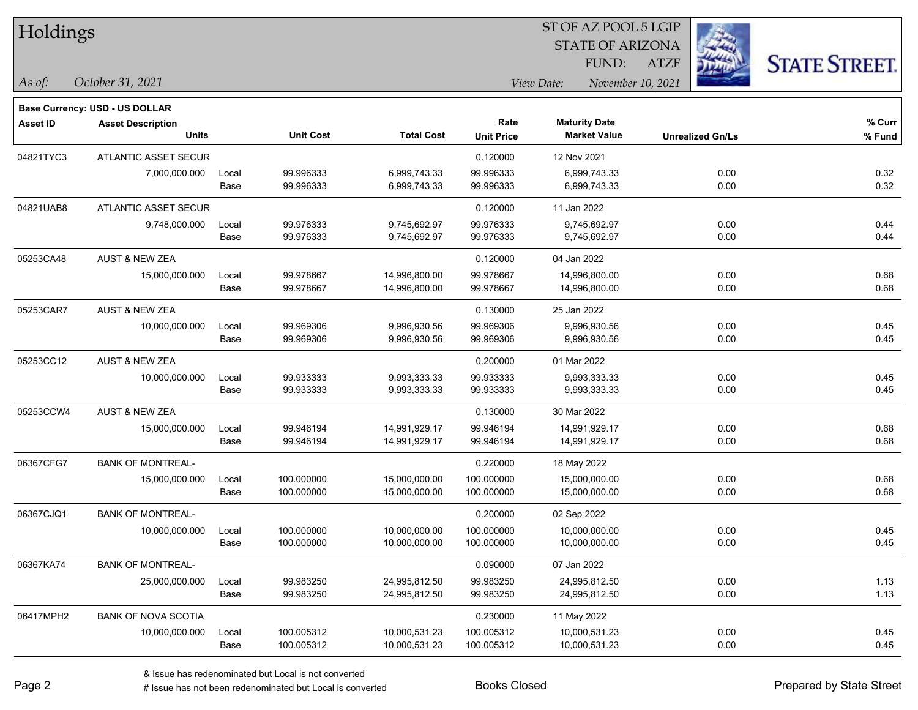# Holdings

ST OF AZ POOL 5 LGIP
STATE OF ARIZONA
FUND: ATZF

*As of:* *October 31, 2021*  *View Date:* *November 10, 2021*

**Base Currency: USD - US DOLLAR**

| Asset ID | Asset Description / Units | | Unit Cost | Total Cost | Rate / Unit Price | Maturity Date / Market Value | Unrealized Gn/Ls | % Curr / % Fund |
|---|---|---|---|---|---|---|---|---|
| 04821TYC3 | ATLANTIC ASSET SECUR | | | | 0.120000 | 12 Nov 2021 | | |
| | 7,000,000.000 | Local | 99.996333 | 6,999,743.33 | 99.996333 | 6,999,743.33 | 0.00 | 0.32 |
| | | Base | 99.996333 | 6,999,743.33 | 99.996333 | 6,999,743.33 | 0.00 | 0.32 |
| 04821UAB8 | ATLANTIC ASSET SECUR | | | | 0.120000 | 11 Jan 2022 | | |
| | 9,748,000.000 | Local | 99.976333 | 9,745,692.97 | 99.976333 | 9,745,692.97 | 0.00 | 0.44 |
| | | Base | 99.976333 | 9,745,692.97 | 99.976333 | 9,745,692.97 | 0.00 | 0.44 |
| 05253CA48 | AUST & NEW ZEA | | | | 0.120000 | 04 Jan 2022 | | |
| | 15,000,000.000 | Local | 99.978667 | 14,996,800.00 | 99.978667 | 14,996,800.00 | 0.00 | 0.68 |
| | | Base | 99.978667 | 14,996,800.00 | 99.978667 | 14,996,800.00 | 0.00 | 0.68 |
| 05253CAR7 | AUST & NEW ZEA | | | | 0.130000 | 25 Jan 2022 | | |
| | 10,000,000.000 | Local | 99.969306 | 9,996,930.56 | 99.969306 | 9,996,930.56 | 0.00 | 0.45 |
| | | Base | 99.969306 | 9,996,930.56 | 99.969306 | 9,996,930.56 | 0.00 | 0.45 |
| 05253CC12 | AUST & NEW ZEA | | | | 0.200000 | 01 Mar 2022 | | |
| | 10,000,000.000 | Local | 99.933333 | 9,993,333.33 | 99.933333 | 9,993,333.33 | 0.00 | 0.45 |
| | | Base | 99.933333 | 9,993,333.33 | 99.933333 | 9,993,333.33 | 0.00 | 0.45 |
| 05253CCW4 | AUST & NEW ZEA | | | | 0.130000 | 30 Mar 2022 | | |
| | 15,000,000.000 | Local | 99.946194 | 14,991,929.17 | 99.946194 | 14,991,929.17 | 0.00 | 0.68 |
| | | Base | 99.946194 | 14,991,929.17 | 99.946194 | 14,991,929.17 | 0.00 | 0.68 |
| 06367CFG7 | BANK OF MONTREAL- | | | | 0.220000 | 18 May 2022 | | |
| | 15,000,000.000 | Local | 100.000000 | 15,000,000.00 | 100.000000 | 15,000,000.00 | 0.00 | 0.68 |
| | | Base | 100.000000 | 15,000,000.00 | 100.000000 | 15,000,000.00 | 0.00 | 0.68 |
| 06367CJQ1 | BANK OF MONTREAL- | | | | 0.200000 | 02 Sep 2022 | | |
| | 10,000,000.000 | Local | 100.000000 | 10,000,000.00 | 100.000000 | 10,000,000.00 | 0.00 | 0.45 |
| | | Base | 100.000000 | 10,000,000.00 | 100.000000 | 10,000,000.00 | 0.00 | 0.45 |
| 06367KA74 | BANK OF MONTREAL- | | | | 0.090000 | 07 Jan 2022 | | |
| | 25,000,000.000 | Local | 99.983250 | 24,995,812.50 | 99.983250 | 24,995,812.50 | 0.00 | 1.13 |
| | | Base | 99.983250 | 24,995,812.50 | 99.983250 | 24,995,812.50 | 0.00 | 1.13 |
| 06417MPH2 | BANK OF NOVA SCOTIA | | | | 0.230000 | 11 May 2022 | | |
| | 10,000,000.000 | Local | 100.005312 | 10,000,531.23 | 100.005312 | 10,000,531.23 | 0.00 | 0.45 |
| | | Base | 100.005312 | 10,000,531.23 | 100.005312 | 10,000,531.23 | 0.00 | 0.45 |

& Issue has redenominated but Local is not converted
# Issue has not been redenominated but Local is converted

Books Closed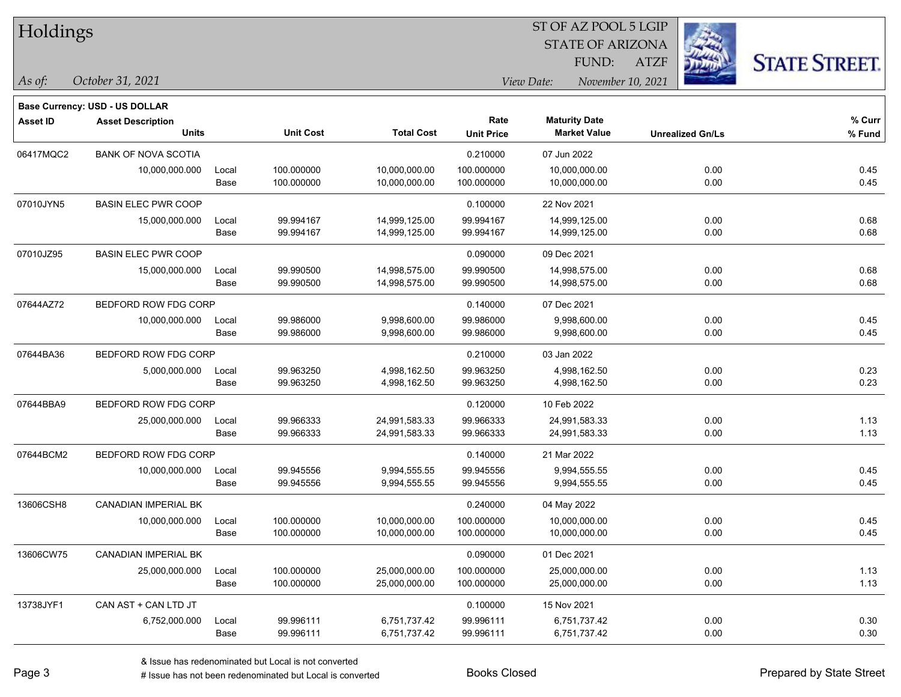# Holdings

ST OF AZ POOL 5 LGIP
STATE OF ARIZONA
FUND: ATZF

*As of:* *October 31, 2021*

*View Date:* *November 10, 2021*

**Base Currency: USD - US DOLLAR**

| Asset ID | Asset Description / Units | | Unit Cost | Total Cost | Rate / Unit Price | Maturity Date / Market Value | Unrealized Gn/Ls | % Curr / % Fund |
|---|---|---|---|---|---|---|---|---|
| 06417MQC2 | BANK OF NOVA SCOTIA | | | | 0.210000 | 07 Jun 2022 | | |
| | 10,000,000.000 | Local | 100.000000 | 10,000,000.00 | 100.000000 | 10,000,000.00 | 0.00 | 0.45 |
| | | Base | 100.000000 | 10,000,000.00 | 100.000000 | 10,000,000.00 | 0.00 | 0.45 |
| 07010JYN5 | BASIN ELEC PWR COOP | | | | 0.100000 | 22 Nov 2021 | | |
| | 15,000,000.000 | Local | 99.994167 | 14,999,125.00 | 99.994167 | 14,999,125.00 | 0.00 | 0.68 |
| | | Base | 99.994167 | 14,999,125.00 | 99.994167 | 14,999,125.00 | 0.00 | 0.68 |
| 07010JZ95 | BASIN ELEC PWR COOP | | | | 0.090000 | 09 Dec 2021 | | |
| | 15,000,000.000 | Local | 99.990500 | 14,998,575.00 | 99.990500 | 14,998,575.00 | 0.00 | 0.68 |
| | | Base | 99.990500 | 14,998,575.00 | 99.990500 | 14,998,575.00 | 0.00 | 0.68 |
| 07644AZ72 | BEDFORD ROW FDG CORP | | | | 0.140000 | 07 Dec 2021 | | |
| | 10,000,000.000 | Local | 99.986000 | 9,998,600.00 | 99.986000 | 9,998,600.00 | 0.00 | 0.45 |
| | | Base | 99.986000 | 9,998,600.00 | 99.986000 | 9,998,600.00 | 0.00 | 0.45 |
| 07644BA36 | BEDFORD ROW FDG CORP | | | | 0.210000 | 03 Jan 2022 | | |
| | 5,000,000.000 | Local | 99.963250 | 4,998,162.50 | 99.963250 | 4,998,162.50 | 0.00 | 0.23 |
| | | Base | 99.963250 | 4,998,162.50 | 99.963250 | 4,998,162.50 | 0.00 | 0.23 |
| 07644BBA9 | BEDFORD ROW FDG CORP | | | | 0.120000 | 10 Feb 2022 | | |
| | 25,000,000.000 | Local | 99.966333 | 24,991,583.33 | 99.966333 | 24,991,583.33 | 0.00 | 1.13 |
| | | Base | 99.966333 | 24,991,583.33 | 99.966333 | 24,991,583.33 | 0.00 | 1.13 |
| 07644BCM2 | BEDFORD ROW FDG CORP | | | | 0.140000 | 21 Mar 2022 | | |
| | 10,000,000.000 | Local | 99.945556 | 9,994,555.55 | 99.945556 | 9,994,555.55 | 0.00 | 0.45 |
| | | Base | 99.945556 | 9,994,555.55 | 99.945556 | 9,994,555.55 | 0.00 | 0.45 |
| 13606CSH8 | CANADIAN IMPERIAL BK | | | | 0.240000 | 04 May 2022 | | |
| | 10,000,000.000 | Local | 100.000000 | 10,000,000.00 | 100.000000 | 10,000,000.00 | 0.00 | 0.45 |
| | | Base | 100.000000 | 10,000,000.00 | 100.000000 | 10,000,000.00 | 0.00 | 0.45 |
| 13606CW75 | CANADIAN IMPERIAL BK | | | | 0.090000 | 01 Dec 2021 | | |
| | 25,000,000.000 | Local | 100.000000 | 25,000,000.00 | 100.000000 | 25,000,000.00 | 0.00 | 1.13 |
| | | Base | 100.000000 | 25,000,000.00 | 100.000000 | 25,000,000.00 | 0.00 | 1.13 |
| 13738JYF1 | CAN AST + CAN LTD JT | | | | 0.100000 | 15 Nov 2021 | | |
| | 6,752,000.000 | Local | 99.996111 | 6,751,737.42 | 99.996111 | 6,751,737.42 | 0.00 | 0.30 |
| | | Base | 99.996111 | 6,751,737.42 | 99.996111 | 6,751,737.42 | 0.00 | 0.30 |

& Issue has redenominated but Local is not converted
# Issue has not been redenominated but Local is converted

Books Closed

Prepared by State Street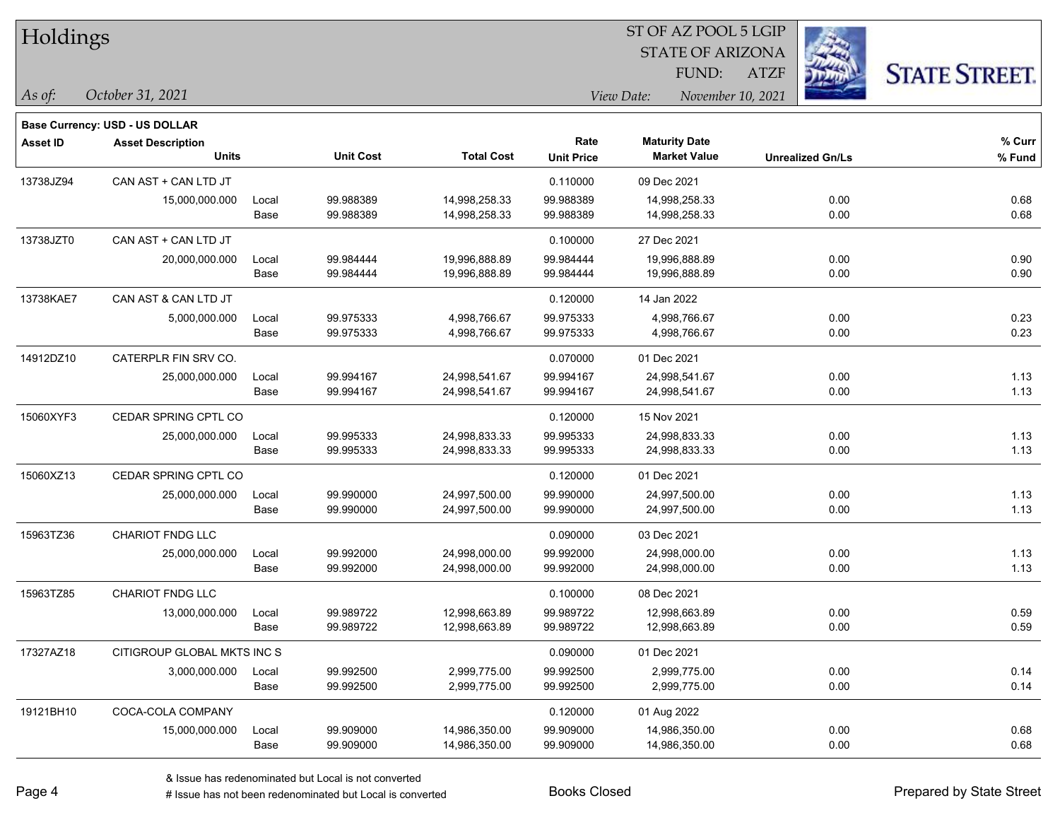# Holdings

ST OF AZ POOL 5 LGIP
STATE OF ARIZONA
FUND: ATZF

*As of:* *October 31, 2021*

*View Date:* *November 10, 2021*

**Base Currency: USD - US DOLLAR**

| Asset ID | Asset Description / Units | | Unit Cost | Total Cost | Rate / Unit Price | Maturity Date / Market Value | Unrealized Gn/Ls | % Curr / % Fund |
|---|---|---|---|---|---|---|---|---|
| 13738JZ94 | CAN AST + CAN LTD JT | | | | 0.110000 | 09 Dec 2021 | | |
| | 15,000,000.000 | Local | 99.988389 | 14,998,258.33 | 99.988389 | 14,998,258.33 | 0.00 | 0.68 |
| | | Base | 99.988389 | 14,998,258.33 | 99.988389 | 14,998,258.33 | 0.00 | 0.68 |
| 13738JZT0 | CAN AST + CAN LTD JT | | | | 0.100000 | 27 Dec 2021 | | |
| | 20,000,000.000 | Local | 99.984444 | 19,996,888.89 | 99.984444 | 19,996,888.89 | 0.00 | 0.90 |
| | | Base | 99.984444 | 19,996,888.89 | 99.984444 | 19,996,888.89 | 0.00 | 0.90 |
| 13738KAE7 | CAN AST & CAN LTD JT | | | | 0.120000 | 14 Jan 2022 | | |
| | 5,000,000.000 | Local | 99.975333 | 4,998,766.67 | 99.975333 | 4,998,766.67 | 0.00 | 0.23 |
| | | Base | 99.975333 | 4,998,766.67 | 99.975333 | 4,998,766.67 | 0.00 | 0.23 |
| 14912DZ10 | CATERPLR FIN SRV CO. | | | | 0.070000 | 01 Dec 2021 | | |
| | 25,000,000.000 | Local | 99.994167 | 24,998,541.67 | 99.994167 | 24,998,541.67 | 0.00 | 1.13 |
| | | Base | 99.994167 | 24,998,541.67 | 99.994167 | 24,998,541.67 | 0.00 | 1.13 |
| 15060XYF3 | CEDAR SPRING CPTL CO | | | | 0.120000 | 15 Nov 2021 | | |
| | 25,000,000.000 | Local | 99.995333 | 24,998,833.33 | 99.995333 | 24,998,833.33 | 0.00 | 1.13 |
| | | Base | 99.995333 | 24,998,833.33 | 99.995333 | 24,998,833.33 | 0.00 | 1.13 |
| 15060XZ13 | CEDAR SPRING CPTL CO | | | | 0.120000 | 01 Dec 2021 | | |
| | 25,000,000.000 | Local | 99.990000 | 24,997,500.00 | 99.990000 | 24,997,500.00 | 0.00 | 1.13 |
| | | Base | 99.990000 | 24,997,500.00 | 99.990000 | 24,997,500.00 | 0.00 | 1.13 |
| 15963TZ36 | CHARIOT FNDG LLC | | | | 0.090000 | 03 Dec 2021 | | |
| | 25,000,000.000 | Local | 99.992000 | 24,998,000.00 | 99.992000 | 24,998,000.00 | 0.00 | 1.13 |
| | | Base | 99.992000 | 24,998,000.00 | 99.992000 | 24,998,000.00 | 0.00 | 1.13 |
| 15963TZ85 | CHARIOT FNDG LLC | | | | 0.100000 | 08 Dec 2021 | | |
| | 13,000,000.000 | Local | 99.989722 | 12,998,663.89 | 99.989722 | 12,998,663.89 | 0.00 | 0.59 |
| | | Base | 99.989722 | 12,998,663.89 | 99.989722 | 12,998,663.89 | 0.00 | 0.59 |
| 17327AZ18 | CITIGROUP GLOBAL MKTS INC S | | | | 0.090000 | 01 Dec 2021 | | |
| | 3,000,000.000 | Local | 99.992500 | 2,999,775.00 | 99.992500 | 2,999,775.00 | 0.00 | 0.14 |
| | | Base | 99.992500 | 2,999,775.00 | 99.992500 | 2,999,775.00 | 0.00 | 0.14 |
| 19121BH10 | COCA-COLA COMPANY | | | | 0.120000 | 01 Aug 2022 | | |
| | 15,000,000.000 | Local | 99.909000 | 14,986,350.00 | 99.909000 | 14,986,350.00 | 0.00 | 0.68 |
| | | Base | 99.909000 | 14,986,350.00 | 99.909000 | 14,986,350.00 | 0.00 | 0.68 |

& Issue has redenominated but Local is not converted
# Issue has not been redenominated but Local is converted

Books Closed

Prepared by State Street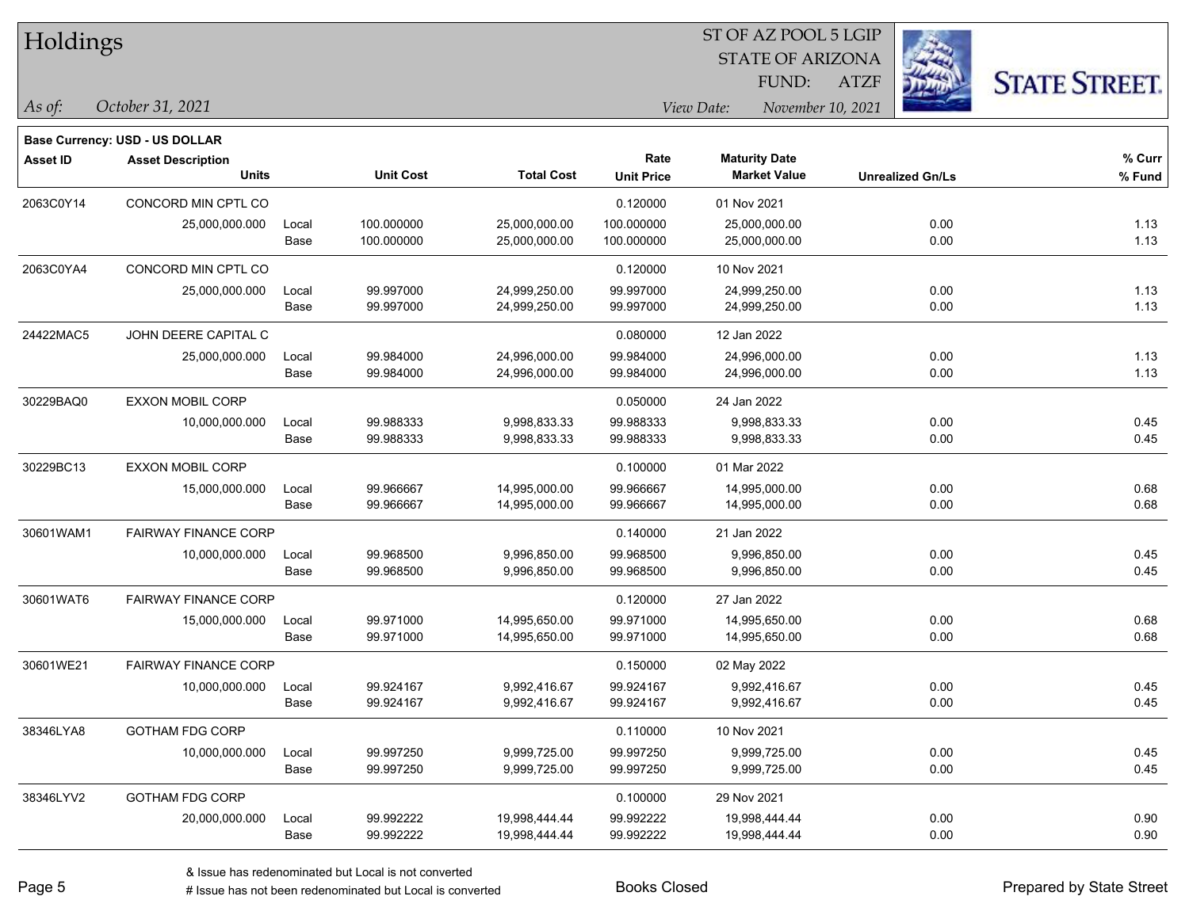# Holdings

ST OF AZ POOL 5 LGIP
STATE OF ARIZONA
FUND: ATZF

*As of:* *October 31, 2021*
*View Date:* *November 10, 2021*

**Base Currency: USD - US DOLLAR**

| Asset ID | Asset Description / Units | | Unit Cost | Total Cost | Rate / Unit Price | Maturity Date / Market Value | Unrealized Gn/Ls | % Curr / % Fund |
|---|---|---|---|---|---|---|---|---|
| 2063C0Y14 | CONCORD MIN CPTL CO | | | | 0.120000 | 01 Nov 2021 | | |
| | 25,000,000.000 | Local | 100.000000 | 25,000,000.00 | 100.000000 | 25,000,000.00 | 0.00 | 1.13 |
| | | Base | 100.000000 | 25,000,000.00 | 100.000000 | 25,000,000.00 | 0.00 | 1.13 |
| 2063C0YA4 | CONCORD MIN CPTL CO | | | | 0.120000 | 10 Nov 2021 | | |
| | 25,000,000.000 | Local | 99.997000 | 24,999,250.00 | 99.997000 | 24,999,250.00 | 0.00 | 1.13 |
| | | Base | 99.997000 | 24,999,250.00 | 99.997000 | 24,999,250.00 | 0.00 | 1.13 |
| 24422MAC5 | JOHN DEERE CAPITAL C | | | | 0.080000 | 12 Jan 2022 | | |
| | 25,000,000.000 | Local | 99.984000 | 24,996,000.00 | 99.984000 | 24,996,000.00 | 0.00 | 1.13 |
| | | Base | 99.984000 | 24,996,000.00 | 99.984000 | 24,996,000.00 | 0.00 | 1.13 |
| 30229BAQ0 | EXXON MOBIL CORP | | | | 0.050000 | 24 Jan 2022 | | |
| | 10,000,000.000 | Local | 99.988333 | 9,998,833.33 | 99.988333 | 9,998,833.33 | 0.00 | 0.45 |
| | | Base | 99.988333 | 9,998,833.33 | 99.988333 | 9,998,833.33 | 0.00 | 0.45 |
| 30229BC13 | EXXON MOBIL CORP | | | | 0.100000 | 01 Mar 2022 | | |
| | 15,000,000.000 | Local | 99.966667 | 14,995,000.00 | 99.966667 | 14,995,000.00 | 0.00 | 0.68 |
| | | Base | 99.966667 | 14,995,000.00 | 99.966667 | 14,995,000.00 | 0.00 | 0.68 |
| 30601WAM1 | FAIRWAY FINANCE CORP | | | | 0.140000 | 21 Jan 2022 | | |
| | 10,000,000.000 | Local | 99.968500 | 9,996,850.00 | 99.968500 | 9,996,850.00 | 0.00 | 0.45 |
| | | Base | 99.968500 | 9,996,850.00 | 99.968500 | 9,996,850.00 | 0.00 | 0.45 |
| 30601WAT6 | FAIRWAY FINANCE CORP | | | | 0.120000 | 27 Jan 2022 | | |
| | 15,000,000.000 | Local | 99.971000 | 14,995,650.00 | 99.971000 | 14,995,650.00 | 0.00 | 0.68 |
| | | Base | 99.971000 | 14,995,650.00 | 99.971000 | 14,995,650.00 | 0.00 | 0.68 |
| 30601WE21 | FAIRWAY FINANCE CORP | | | | 0.150000 | 02 May 2022 | | |
| | 10,000,000.000 | Local | 99.924167 | 9,992,416.67 | 99.924167 | 9,992,416.67 | 0.00 | 0.45 |
| | | Base | 99.924167 | 9,992,416.67 | 99.924167 | 9,992,416.67 | 0.00 | 0.45 |
| 38346LYA8 | GOTHAM FDG CORP | | | | 0.110000 | 10 Nov 2021 | | |
| | 10,000,000.000 | Local | 99.997250 | 9,999,725.00 | 99.997250 | 9,999,725.00 | 0.00 | 0.45 |
| | | Base | 99.997250 | 9,999,725.00 | 99.997250 | 9,999,725.00 | 0.00 | 0.45 |
| 38346LYV2 | GOTHAM FDG CORP | | | | 0.100000 | 29 Nov 2021 | | |
| | 20,000,000.000 | Local | 99.992222 | 19,998,444.44 | 99.992222 | 19,998,444.44 | 0.00 | 0.90 |
| | | Base | 99.992222 | 19,998,444.44 | 99.992222 | 19,998,444.44 | 0.00 | 0.90 |

& Issue has redenominated but Local is not converted
# Issue has not been redenominated but Local is converted

Books Closed

Prepared by State Street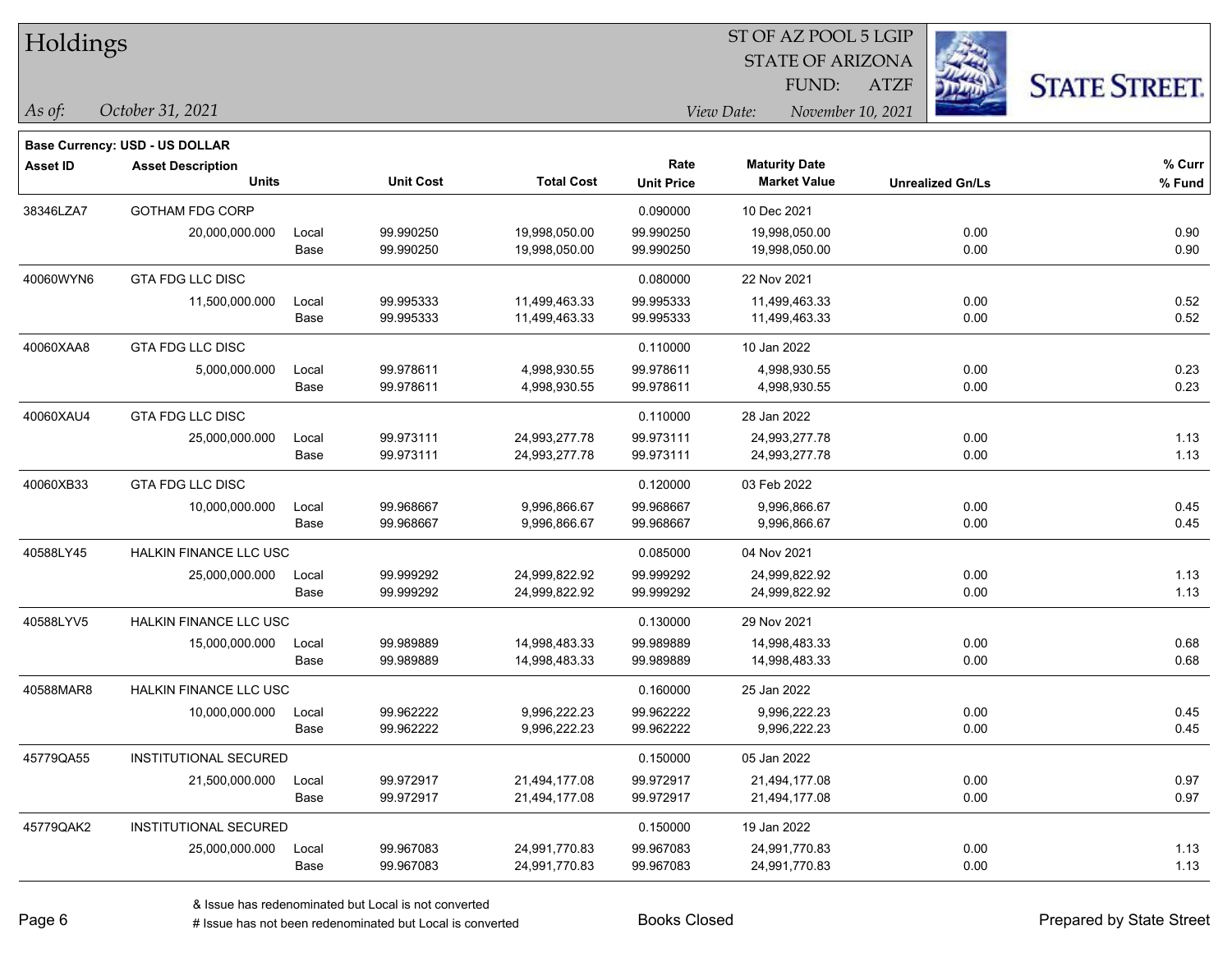# Holdings

ST OF AZ POOL 5 LGIP
STATE OF ARIZONA
FUND: ATZF

*As of:* *October 31, 2021*

*View Date:* *November 10, 2021*

**Base Currency: USD - US DOLLAR**

| Asset ID | Asset Description / Units | | Unit Cost | Total Cost | Rate / Unit Price | Maturity Date / Market Value | Unrealized Gn/Ls | % Curr / % Fund |
|---|---|---|---|---|---|---|---|---|
| 38346LZA7 | GOTHAM FDG CORP | | | | 0.090000 | 10 Dec 2021 | | |
| | 20,000,000.000 | Local | 99.990250 | 19,998,050.00 | 99.990250 | 19,998,050.00 | 0.00 | 0.90 |
| | | Base | 99.990250 | 19,998,050.00 | 99.990250 | 19,998,050.00 | 0.00 | 0.90 |
| 40060WYN6 | GTA FDG LLC DISC | | | | 0.080000 | 22 Nov 2021 | | |
| | 11,500,000.000 | Local | 99.995333 | 11,499,463.33 | 99.995333 | 11,499,463.33 | 0.00 | 0.52 |
| | | Base | 99.995333 | 11,499,463.33 | 99.995333 | 11,499,463.33 | 0.00 | 0.52 |
| 40060XAA8 | GTA FDG LLC DISC | | | | 0.110000 | 10 Jan 2022 | | |
| | 5,000,000.000 | Local | 99.978611 | 4,998,930.55 | 99.978611 | 4,998,930.55 | 0.00 | 0.23 |
| | | Base | 99.978611 | 4,998,930.55 | 99.978611 | 4,998,930.55 | 0.00 | 0.23 |
| 40060XAU4 | GTA FDG LLC DISC | | | | 0.110000 | 28 Jan 2022 | | |
| | 25,000,000.000 | Local | 99.973111 | 24,993,277.78 | 99.973111 | 24,993,277.78 | 0.00 | 1.13 |
| | | Base | 99.973111 | 24,993,277.78 | 99.973111 | 24,993,277.78 | 0.00 | 1.13 |
| 40060XB33 | GTA FDG LLC DISC | | | | 0.120000 | 03 Feb 2022 | | |
| | 10,000,000.000 | Local | 99.968667 | 9,996,866.67 | 99.968667 | 9,996,866.67 | 0.00 | 0.45 |
| | | Base | 99.968667 | 9,996,866.67 | 99.968667 | 9,996,866.67 | 0.00 | 0.45 |
| 40588LY45 | HALKIN FINANCE LLC USC | | | | 0.085000 | 04 Nov 2021 | | |
| | 25,000,000.000 | Local | 99.999292 | 24,999,822.92 | 99.999292 | 24,999,822.92 | 0.00 | 1.13 |
| | | Base | 99.999292 | 24,999,822.92 | 99.999292 | 24,999,822.92 | 0.00 | 1.13 |
| 40588LYV5 | HALKIN FINANCE LLC USC | | | | 0.130000 | 29 Nov 2021 | | |
| | 15,000,000.000 | Local | 99.989889 | 14,998,483.33 | 99.989889 | 14,998,483.33 | 0.00 | 0.68 |
| | | Base | 99.989889 | 14,998,483.33 | 99.989889 | 14,998,483.33 | 0.00 | 0.68 |
| 40588MAR8 | HALKIN FINANCE LLC USC | | | | 0.160000 | 25 Jan 2022 | | |
| | 10,000,000.000 | Local | 99.962222 | 9,996,222.23 | 99.962222 | 9,996,222.23 | 0.00 | 0.45 |
| | | Base | 99.962222 | 9,996,222.23 | 99.962222 | 9,996,222.23 | 0.00 | 0.45 |
| 45779QA55 | INSTITUTIONAL SECURED | | | | 0.150000 | 05 Jan 2022 | | |
| | 21,500,000.000 | Local | 99.972917 | 21,494,177.08 | 99.972917 | 21,494,177.08 | 0.00 | 0.97 |
| | | Base | 99.972917 | 21,494,177.08 | 99.972917 | 21,494,177.08 | 0.00 | 0.97 |
| 45779QAK2 | INSTITUTIONAL SECURED | | | | 0.150000 | 19 Jan 2022 | | |
| | 25,000,000.000 | Local | 99.967083 | 24,991,770.83 | 99.967083 | 24,991,770.83 | 0.00 | 1.13 |
| | | Base | 99.967083 | 24,991,770.83 | 99.967083 | 24,991,770.83 | 0.00 | 1.13 |

& Issue has redenominated but Local is not converted
# Issue has not been redenominated but Local is converted

Books Closed

Prepared by State Street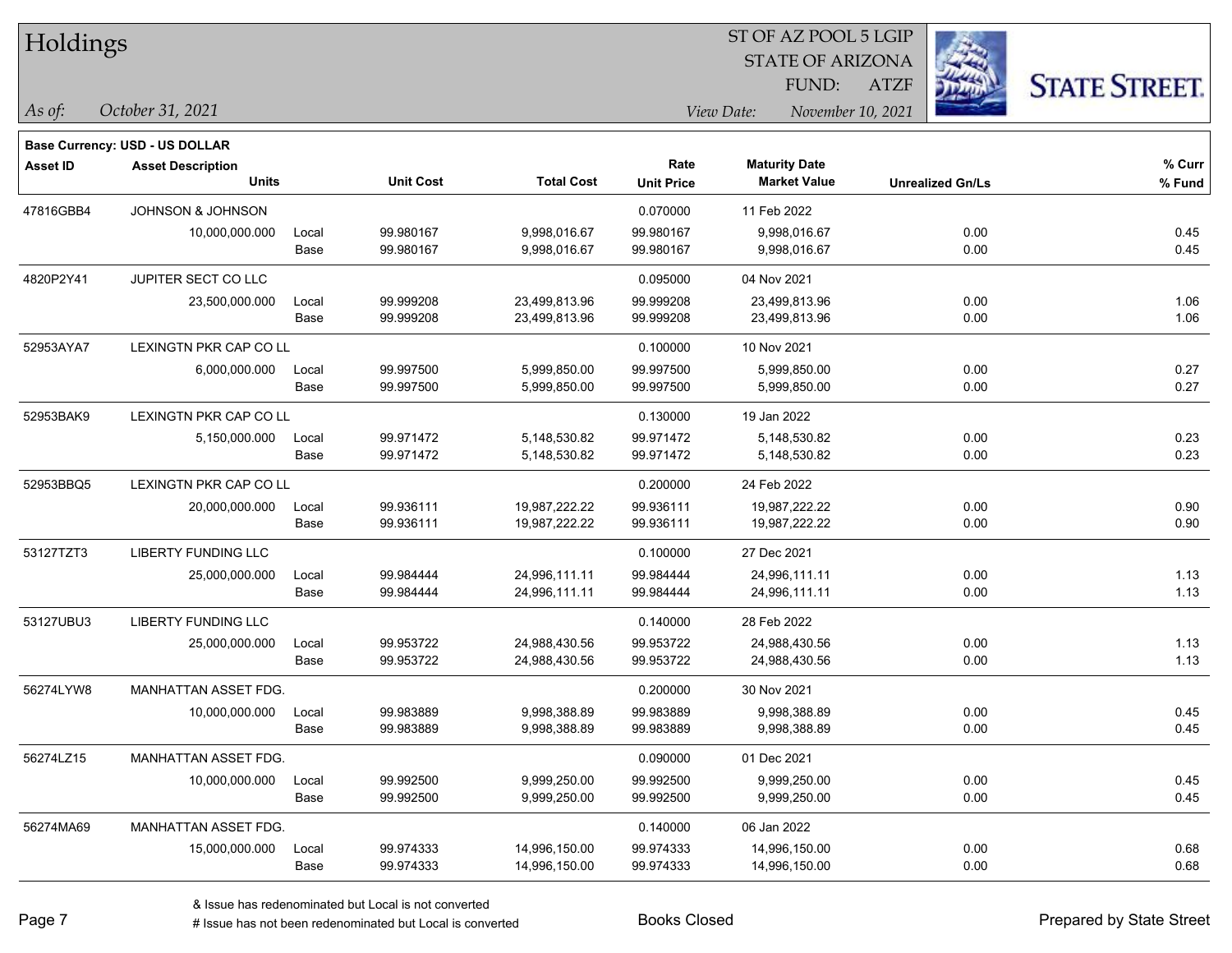# Holdings

ST OF AZ POOL 5 LGIP
STATE OF ARIZONA
FUND: ATZF

*As of:* *October 31, 2021*

*View Date:* *November 10, 2021*

**Base Currency: USD - US DOLLAR**

| Asset ID | Asset Description / Units | | Unit Cost | Total Cost | Rate / Unit Price | Maturity Date / Market Value | Unrealized Gn/Ls | % Curr / % Fund |
|---|---|---|---|---|---|---|---|---|
| 47816GBB4 | JOHNSON & JOHNSON | | | | 0.070000 | 11 Feb 2022 | | |
| | 10,000,000.000 | Local | 99.980167 | 9,998,016.67 | 99.980167 | 9,998,016.67 | 0.00 | 0.45 |
| | | Base | 99.980167 | 9,998,016.67 | 99.980167 | 9,998,016.67 | 0.00 | 0.45 |
| 4820P2Y41 | JUPITER SECT CO LLC | | | | 0.095000 | 04 Nov 2021 | | |
| | 23,500,000.000 | Local | 99.999208 | 23,499,813.96 | 99.999208 | 23,499,813.96 | 0.00 | 1.06 |
| | | Base | 99.999208 | 23,499,813.96 | 99.999208 | 23,499,813.96 | 0.00 | 1.06 |
| 52953AYA7 | LEXINGTN PKR CAP CO LL | | | | 0.100000 | 10 Nov 2021 | | |
| | 6,000,000.000 | Local | 99.997500 | 5,999,850.00 | 99.997500 | 5,999,850.00 | 0.00 | 0.27 |
| | | Base | 99.997500 | 5,999,850.00 | 99.997500 | 5,999,850.00 | 0.00 | 0.27 |
| 52953BAK9 | LEXINGTN PKR CAP CO LL | | | | 0.130000 | 19 Jan 2022 | | |
| | 5,150,000.000 | Local | 99.971472 | 5,148,530.82 | 99.971472 | 5,148,530.82 | 0.00 | 0.23 |
| | | Base | 99.971472 | 5,148,530.82 | 99.971472 | 5,148,530.82 | 0.00 | 0.23 |
| 52953BBQ5 | LEXINGTN PKR CAP CO LL | | | | 0.200000 | 24 Feb 2022 | | |
| | 20,000,000.000 | Local | 99.936111 | 19,987,222.22 | 99.936111 | 19,987,222.22 | 0.00 | 0.90 |
| | | Base | 99.936111 | 19,987,222.22 | 99.936111 | 19,987,222.22 | 0.00 | 0.90 |
| 53127TZT3 | LIBERTY FUNDING LLC | | | | 0.100000 | 27 Dec 2021 | | |
| | 25,000,000.000 | Local | 99.984444 | 24,996,111.11 | 99.984444 | 24,996,111.11 | 0.00 | 1.13 |
| | | Base | 99.984444 | 24,996,111.11 | 99.984444 | 24,996,111.11 | 0.00 | 1.13 |
| 53127UBU3 | LIBERTY FUNDING LLC | | | | 0.140000 | 28 Feb 2022 | | |
| | 25,000,000.000 | Local | 99.953722 | 24,988,430.56 | 99.953722 | 24,988,430.56 | 0.00 | 1.13 |
| | | Base | 99.953722 | 24,988,430.56 | 99.953722 | 24,988,430.56 | 0.00 | 1.13 |
| 56274LYW8 | MANHATTAN ASSET FDG. | | | | 0.200000 | 30 Nov 2021 | | |
| | 10,000,000.000 | Local | 99.983889 | 9,998,388.89 | 99.983889 | 9,998,388.89 | 0.00 | 0.45 |
| | | Base | 99.983889 | 9,998,388.89 | 99.983889 | 9,998,388.89 | 0.00 | 0.45 |
| 56274LZ15 | MANHATTAN ASSET FDG. | | | | 0.090000 | 01 Dec 2021 | | |
| | 10,000,000.000 | Local | 99.992500 | 9,999,250.00 | 99.992500 | 9,999,250.00 | 0.00 | 0.45 |
| | | Base | 99.992500 | 9,999,250.00 | 99.992500 | 9,999,250.00 | 0.00 | 0.45 |
| 56274MA69 | MANHATTAN ASSET FDG. | | | | 0.140000 | 06 Jan 2022 | | |
| | 15,000,000.000 | Local | 99.974333 | 14,996,150.00 | 99.974333 | 14,996,150.00 | 0.00 | 0.68 |
| | | Base | 99.974333 | 14,996,150.00 | 99.974333 | 14,996,150.00 | 0.00 | 0.68 |

& Issue has redenominated but Local is not converted
# Issue has not been redenominated but Local is converted

Books Closed

Prepared by State Street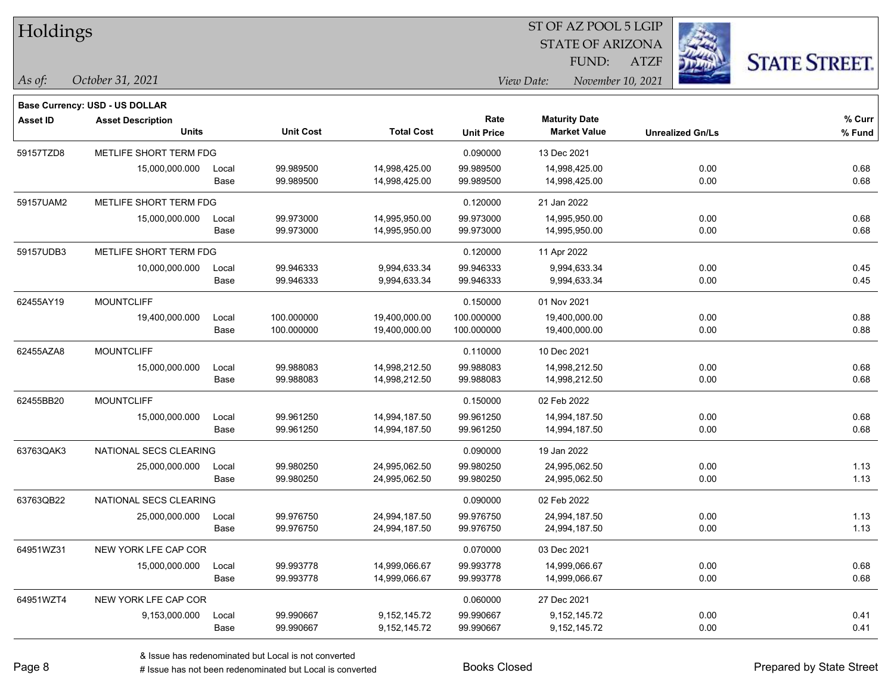# Holdings

ST OF AZ POOL 5 LGIP
STATE OF ARIZONA
FUND: ATZF

*As of:* *October 31, 2021*

*View Date:* *November 10, 2021*

**Base Currency: USD - US DOLLAR**

| Asset ID | Asset Description / Units | | Unit Cost | Total Cost | Rate / Unit Price | Maturity Date / Market Value | Unrealized Gn/Ls | % Curr / % Fund |
|---|---|---|---|---|---|---|---|---|
| 59157TZD8 | METLIFE SHORT TERM FDG | | | | 0.090000 | 13 Dec 2021 | | |
| | 15,000,000.000 | Local | 99.989500 | 14,998,425.00 | 99.989500 | 14,998,425.00 | 0.00 | 0.68 |
| | | Base | 99.989500 | 14,998,425.00 | 99.989500 | 14,998,425.00 | 0.00 | 0.68 |
| 59157UAM2 | METLIFE SHORT TERM FDG | | | | 0.120000 | 21 Jan 2022 | | |
| | 15,000,000.000 | Local | 99.973000 | 14,995,950.00 | 99.973000 | 14,995,950.00 | 0.00 | 0.68 |
| | | Base | 99.973000 | 14,995,950.00 | 99.973000 | 14,995,950.00 | 0.00 | 0.68 |
| 59157UDB3 | METLIFE SHORT TERM FDG | | | | 0.120000 | 11 Apr 2022 | | |
| | 10,000,000.000 | Local | 99.946333 | 9,994,633.34 | 99.946333 | 9,994,633.34 | 0.00 | 0.45 |
| | | Base | 99.946333 | 9,994,633.34 | 99.946333 | 9,994,633.34 | 0.00 | 0.45 |
| 62455AY19 | MOUNTCLIFF | | | | 0.150000 | 01 Nov 2021 | | |
| | 19,400,000.000 | Local | 100.000000 | 19,400,000.00 | 100.000000 | 19,400,000.00 | 0.00 | 0.88 |
| | | Base | 100.000000 | 19,400,000.00 | 100.000000 | 19,400,000.00 | 0.00 | 0.88 |
| 62455AZA8 | MOUNTCLIFF | | | | 0.110000 | 10 Dec 2021 | | |
| | 15,000,000.000 | Local | 99.988083 | 14,998,212.50 | 99.988083 | 14,998,212.50 | 0.00 | 0.68 |
| | | Base | 99.988083 | 14,998,212.50 | 99.988083 | 14,998,212.50 | 0.00 | 0.68 |
| 62455BB20 | MOUNTCLIFF | | | | 0.150000 | 02 Feb 2022 | | |
| | 15,000,000.000 | Local | 99.961250 | 14,994,187.50 | 99.961250 | 14,994,187.50 | 0.00 | 0.68 |
| | | Base | 99.961250 | 14,994,187.50 | 99.961250 | 14,994,187.50 | 0.00 | 0.68 |
| 63763QAK3 | NATIONAL SECS CLEARING | | | | 0.090000 | 19 Jan 2022 | | |
| | 25,000,000.000 | Local | 99.980250 | 24,995,062.50 | 99.980250 | 24,995,062.50 | 0.00 | 1.13 |
| | | Base | 99.980250 | 24,995,062.50 | 99.980250 | 24,995,062.50 | 0.00 | 1.13 |
| 63763QB22 | NATIONAL SECS CLEARING | | | | 0.090000 | 02 Feb 2022 | | |
| | 25,000,000.000 | Local | 99.976750 | 24,994,187.50 | 99.976750 | 24,994,187.50 | 0.00 | 1.13 |
| | | Base | 99.976750 | 24,994,187.50 | 99.976750 | 24,994,187.50 | 0.00 | 1.13 |
| 64951WZ31 | NEW YORK LFE CAP COR | | | | 0.070000 | 03 Dec 2021 | | |
| | 15,000,000.000 | Local | 99.993778 | 14,999,066.67 | 99.993778 | 14,999,066.67 | 0.00 | 0.68 |
| | | Base | 99.993778 | 14,999,066.67 | 99.993778 | 14,999,066.67 | 0.00 | 0.68 |
| 64951WZT4 | NEW YORK LFE CAP COR | | | | 0.060000 | 27 Dec 2021 | | |
| | 9,153,000.000 | Local | 99.990667 | 9,152,145.72 | 99.990667 | 9,152,145.72 | 0.00 | 0.41 |
| | | Base | 99.990667 | 9,152,145.72 | 99.990667 | 9,152,145.72 | 0.00 | 0.41 |

& Issue has redenominated but Local is not converted
# Issue has not been redenominated but Local is converted

Books Closed

Prepared by State Street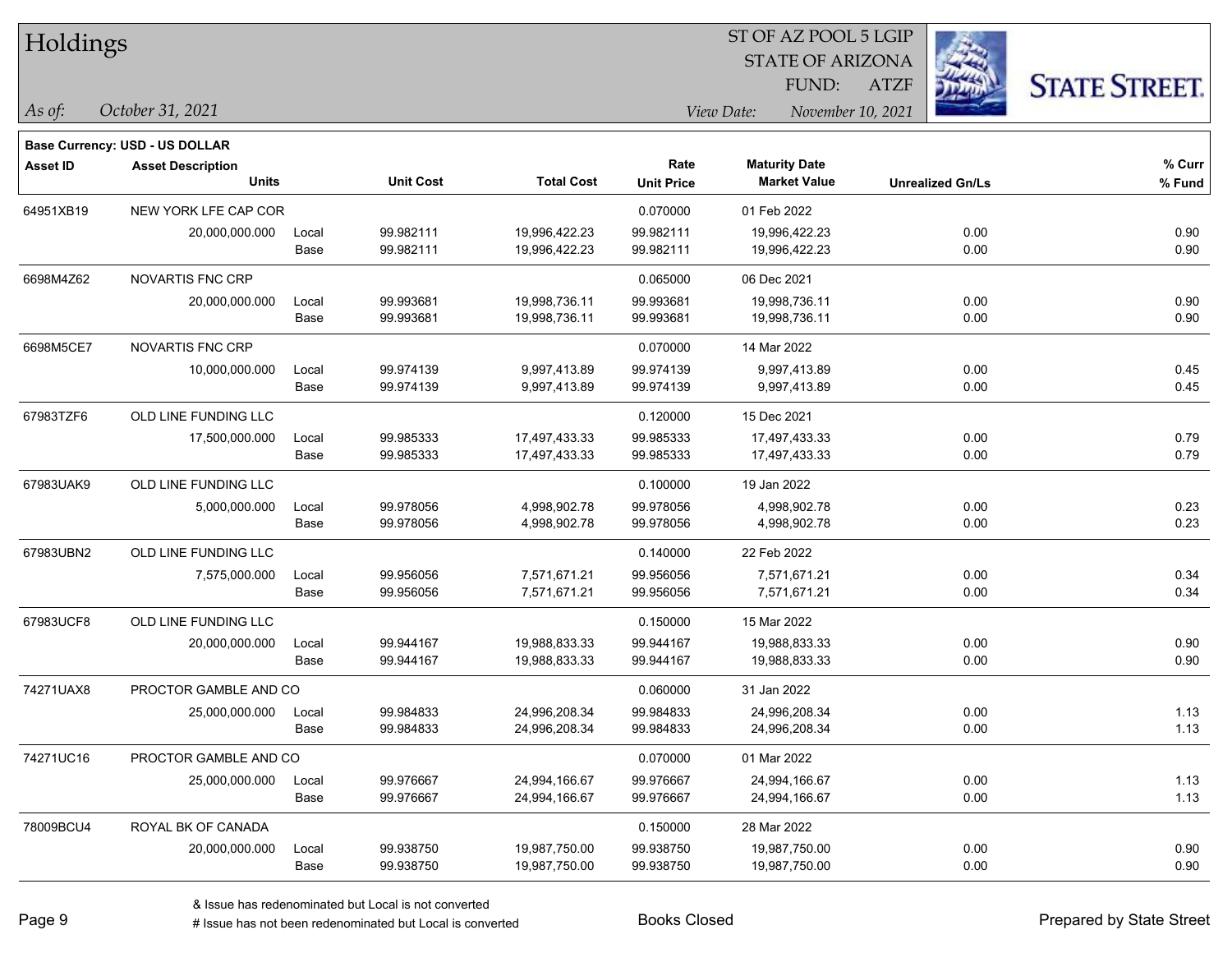# Holdings

ST OF AZ POOL 5 LGIP
STATE OF ARIZONA
FUND: ATZF

*As of:* *October 31, 2021*

*View Date:* *November 10, 2021*

**Base Currency: USD - US DOLLAR**

| Asset ID | Asset Description / Units | | Unit Cost | Total Cost | Rate / Unit Price | Maturity Date / Market Value | Unrealized Gn/Ls | % Curr / % Fund |
|---|---|---|---|---|---|---|---|---|
| 64951XB19 | NEW YORK LFE CAP COR | | | | 0.070000 | 01 Feb 2022 | | |
| | 20,000,000.000 | Local | 99.982111 | 19,996,422.23 | 99.982111 | 19,996,422.23 | 0.00 | 0.90 |
| | | Base | 99.982111 | 19,996,422.23 | 99.982111 | 19,996,422.23 | 0.00 | 0.90 |
| 6698M4Z62 | NOVARTIS FNC CRP | | | | 0.065000 | 06 Dec 2021 | | |
| | 20,000,000.000 | Local | 99.993681 | 19,998,736.11 | 99.993681 | 19,998,736.11 | 0.00 | 0.90 |
| | | Base | 99.993681 | 19,998,736.11 | 99.993681 | 19,998,736.11 | 0.00 | 0.90 |
| 6698M5CE7 | NOVARTIS FNC CRP | | | | 0.070000 | 14 Mar 2022 | | |
| | 10,000,000.000 | Local | 99.974139 | 9,997,413.89 | 99.974139 | 9,997,413.89 | 0.00 | 0.45 |
| | | Base | 99.974139 | 9,997,413.89 | 99.974139 | 9,997,413.89 | 0.00 | 0.45 |
| 67983TZF6 | OLD LINE FUNDING LLC | | | | 0.120000 | 15 Dec 2021 | | |
| | 17,500,000.000 | Local | 99.985333 | 17,497,433.33 | 99.985333 | 17,497,433.33 | 0.00 | 0.79 |
| | | Base | 99.985333 | 17,497,433.33 | 99.985333 | 17,497,433.33 | 0.00 | 0.79 |
| 67983UAK9 | OLD LINE FUNDING LLC | | | | 0.100000 | 19 Jan 2022 | | |
| | 5,000,000.000 | Local | 99.978056 | 4,998,902.78 | 99.978056 | 4,998,902.78 | 0.00 | 0.23 |
| | | Base | 99.978056 | 4,998,902.78 | 99.978056 | 4,998,902.78 | 0.00 | 0.23 |
| 67983UBN2 | OLD LINE FUNDING LLC | | | | 0.140000 | 22 Feb 2022 | | |
| | 7,575,000.000 | Local | 99.956056 | 7,571,671.21 | 99.956056 | 7,571,671.21 | 0.00 | 0.34 |
| | | Base | 99.956056 | 7,571,671.21 | 99.956056 | 7,571,671.21 | 0.00 | 0.34 |
| 67983UCF8 | OLD LINE FUNDING LLC | | | | 0.150000 | 15 Mar 2022 | | |
| | 20,000,000.000 | Local | 99.944167 | 19,988,833.33 | 99.944167 | 19,988,833.33 | 0.00 | 0.90 |
| | | Base | 99.944167 | 19,988,833.33 | 99.944167 | 19,988,833.33 | 0.00 | 0.90 |
| 74271UAX8 | PROCTOR GAMBLE AND CO | | | | 0.060000 | 31 Jan 2022 | | |
| | 25,000,000.000 | Local | 99.984833 | 24,996,208.34 | 99.984833 | 24,996,208.34 | 0.00 | 1.13 |
| | | Base | 99.984833 | 24,996,208.34 | 99.984833 | 24,996,208.34 | 0.00 | 1.13 |
| 74271UC16 | PROCTOR GAMBLE AND CO | | | | 0.070000 | 01 Mar 2022 | | |
| | 25,000,000.000 | Local | 99.976667 | 24,994,166.67 | 99.976667 | 24,994,166.67 | 0.00 | 1.13 |
| | | Base | 99.976667 | 24,994,166.67 | 99.976667 | 24,994,166.67 | 0.00 | 1.13 |
| 78009BCU4 | ROYAL BK OF CANADA | | | | 0.150000 | 28 Mar 2022 | | |
| | 20,000,000.000 | Local | 99.938750 | 19,987,750.00 | 99.938750 | 19,987,750.00 | 0.00 | 0.90 |
| | | Base | 99.938750 | 19,987,750.00 | 99.938750 | 19,987,750.00 | 0.00 | 0.90 |

& Issue has redenominated but Local is not converted
# Issue has not been redenominated but Local is converted

Books Closed

Prepared by State Street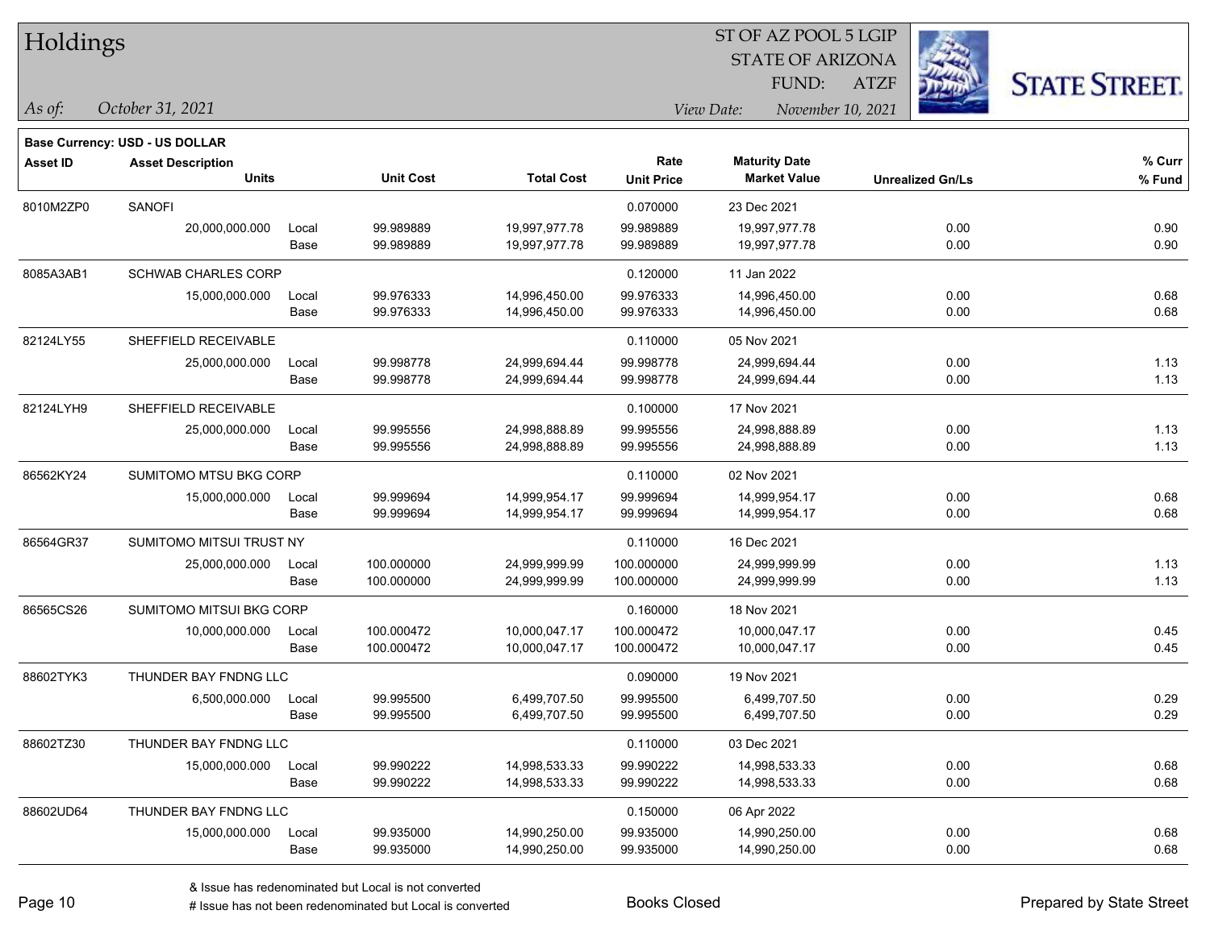# Holdings

ST OF AZ POOL 5 LGIP
STATE OF ARIZONA
FUND: ATZF

*As of:* *October 31, 2021*
*View Date:* *November 10, 2021*

**Base Currency: USD - US DOLLAR**

| Asset ID | Asset Description / Units | | Unit Cost | Total Cost | Rate / Unit Price | Maturity Date / Market Value | Unrealized Gn/Ls | % Curr / % Fund |
|---|---|---|---|---|---|---|---|---|
| 8010M2ZP0 | SANOFI | | | | 0.070000 | 23 Dec 2021 | | |
| | 20,000,000.000 | Local | 99.989889 | 19,997,977.78 | 99.989889 | 19,997,977.78 | 0.00 | 0.90 |
| | | Base | 99.989889 | 19,997,977.78 | 99.989889 | 19,997,977.78 | 0.00 | 0.90 |
| 8085A3AB1 | SCHWAB CHARLES CORP | | | | 0.120000 | 11 Jan 2022 | | |
| | 15,000,000.000 | Local | 99.976333 | 14,996,450.00 | 99.976333 | 14,996,450.00 | 0.00 | 0.68 |
| | | Base | 99.976333 | 14,996,450.00 | 99.976333 | 14,996,450.00 | 0.00 | 0.68 |
| 82124LY55 | SHEFFIELD RECEIVABLE | | | | 0.110000 | 05 Nov 2021 | | |
| | 25,000,000.000 | Local | 99.998778 | 24,999,694.44 | 99.998778 | 24,999,694.44 | 0.00 | 1.13 |
| | | Base | 99.998778 | 24,999,694.44 | 99.998778 | 24,999,694.44 | 0.00 | 1.13 |
| 82124LYH9 | SHEFFIELD RECEIVABLE | | | | 0.100000 | 17 Nov 2021 | | |
| | 25,000,000.000 | Local | 99.995556 | 24,998,888.89 | 99.995556 | 24,998,888.89 | 0.00 | 1.13 |
| | | Base | 99.995556 | 24,998,888.89 | 99.995556 | 24,998,888.89 | 0.00 | 1.13 |
| 86562KY24 | SUMITOMO MTSU BKG CORP | | | | 0.110000 | 02 Nov 2021 | | |
| | 15,000,000.000 | Local | 99.999694 | 14,999,954.17 | 99.999694 | 14,999,954.17 | 0.00 | 0.68 |
| | | Base | 99.999694 | 14,999,954.17 | 99.999694 | 14,999,954.17 | 0.00 | 0.68 |
| 86564GR37 | SUMITOMO MITSUI TRUST NY | | | | 0.110000 | 16 Dec 2021 | | |
| | 25,000,000.000 | Local | 100.000000 | 24,999,999.99 | 100.000000 | 24,999,999.99 | 0.00 | 1.13 |
| | | Base | 100.000000 | 24,999,999.99 | 100.000000 | 24,999,999.99 | 0.00 | 1.13 |
| 86565CS26 | SUMITOMO MITSUI BKG CORP | | | | 0.160000 | 18 Nov 2021 | | |
| | 10,000,000.000 | Local | 100.000472 | 10,000,047.17 | 100.000472 | 10,000,047.17 | 0.00 | 0.45 |
| | | Base | 100.000472 | 10,000,047.17 | 100.000472 | 10,000,047.17 | 0.00 | 0.45 |
| 88602TYK3 | THUNDER BAY FNDNG LLC | | | | 0.090000 | 19 Nov 2021 | | |
| | 6,500,000.000 | Local | 99.995500 | 6,499,707.50 | 99.995500 | 6,499,707.50 | 0.00 | 0.29 |
| | | Base | 99.995500 | 6,499,707.50 | 99.995500 | 6,499,707.50 | 0.00 | 0.29 |
| 88602TZ30 | THUNDER BAY FNDNG LLC | | | | 0.110000 | 03 Dec 2021 | | |
| | 15,000,000.000 | Local | 99.990222 | 14,998,533.33 | 99.990222 | 14,998,533.33 | 0.00 | 0.68 |
| | | Base | 99.990222 | 14,998,533.33 | 99.990222 | 14,998,533.33 | 0.00 | 0.68 |
| 88602UD64 | THUNDER BAY FNDNG LLC | | | | 0.150000 | 06 Apr 2022 | | |
| | 15,000,000.000 | Local | 99.935000 | 14,990,250.00 | 99.935000 | 14,990,250.00 | 0.00 | 0.68 |
| | | Base | 99.935000 | 14,990,250.00 | 99.935000 | 14,990,250.00 | 0.00 | 0.68 |

& Issue has redenominated but Local is not converted
# Issue has not been redenominated but Local is converted

Books Closed

Prepared by State Street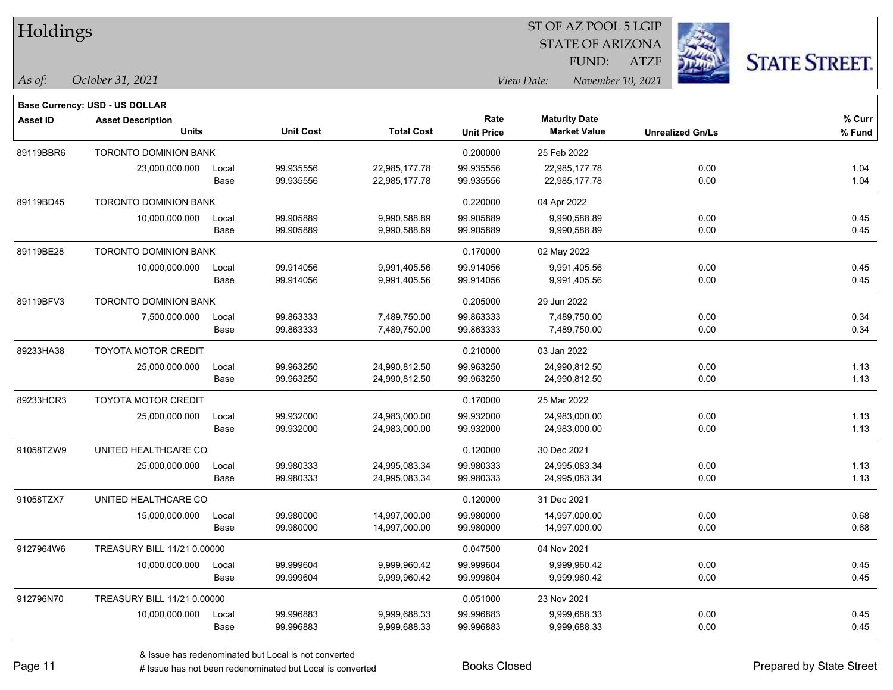# Holdings

ST OF AZ POOL 5 LGIP
STATE OF ARIZONA
FUND: ATZF

*As of:* *October 31, 2021*
*View Date:* *November 10, 2021*

**Base Currency: USD - US DOLLAR**

| Asset ID | Asset Description / Units | | Unit Cost | Total Cost | Rate / Unit Price | Maturity Date / Market Value | Unrealized Gn/Ls | % Curr / % Fund |
|---|---|---|---|---|---|---|---|---|
| 89119BBR6 | TORONTO DOMINION BANK | | | | 0.200000 | 25 Feb 2022 | | |
| | 23,000,000.000 | Local | 99.935556 | 22,985,177.78 | 99.935556 | 22,985,177.78 | 0.00 | 1.04 |
| | | Base | 99.935556 | 22,985,177.78 | 99.935556 | 22,985,177.78 | 0.00 | 1.04 |
| 89119BD45 | TORONTO DOMINION BANK | | | | 0.220000 | 04 Apr 2022 | | |
| | 10,000,000.000 | Local | 99.905889 | 9,990,588.89 | 99.905889 | 9,990,588.89 | 0.00 | 0.45 |
| | | Base | 99.905889 | 9,990,588.89 | 99.905889 | 9,990,588.89 | 0.00 | 0.45 |
| 89119BE28 | TORONTO DOMINION BANK | | | | 0.170000 | 02 May 2022 | | |
| | 10,000,000.000 | Local | 99.914056 | 9,991,405.56 | 99.914056 | 9,991,405.56 | 0.00 | 0.45 |
| | | Base | 99.914056 | 9,991,405.56 | 99.914056 | 9,991,405.56 | 0.00 | 0.45 |
| 89119BFV3 | TORONTO DOMINION BANK | | | | 0.205000 | 29 Jun 2022 | | |
| | 7,500,000.000 | Local | 99.863333 | 7,489,750.00 | 99.863333 | 7,489,750.00 | 0.00 | 0.34 |
| | | Base | 99.863333 | 7,489,750.00 | 99.863333 | 7,489,750.00 | 0.00 | 0.34 |
| 89233HA38 | TOYOTA MOTOR CREDIT | | | | 0.210000 | 03 Jan 2022 | | |
| | 25,000,000.000 | Local | 99.963250 | 24,990,812.50 | 99.963250 | 24,990,812.50 | 0.00 | 1.13 |
| | | Base | 99.963250 | 24,990,812.50 | 99.963250 | 24,990,812.50 | 0.00 | 1.13 |
| 89233HCR3 | TOYOTA MOTOR CREDIT | | | | 0.170000 | 25 Mar 2022 | | |
| | 25,000,000.000 | Local | 99.932000 | 24,983,000.00 | 99.932000 | 24,983,000.00 | 0.00 | 1.13 |
| | | Base | 99.932000 | 24,983,000.00 | 99.932000 | 24,983,000.00 | 0.00 | 1.13 |
| 91058TZW9 | UNITED HEALTHCARE CO | | | | 0.120000 | 30 Dec 2021 | | |
| | 25,000,000.000 | Local | 99.980333 | 24,995,083.34 | 99.980333 | 24,995,083.34 | 0.00 | 1.13 |
| | | Base | 99.980333 | 24,995,083.34 | 99.980333 | 24,995,083.34 | 0.00 | 1.13 |
| 91058TZX7 | UNITED HEALTHCARE CO | | | | 0.120000 | 31 Dec 2021 | | |
| | 15,000,000.000 | Local | 99.980000 | 14,997,000.00 | 99.980000 | 14,997,000.00 | 0.00 | 0.68 |
| | | Base | 99.980000 | 14,997,000.00 | 99.980000 | 14,997,000.00 | 0.00 | 0.68 |
| 9127964W6 | TREASURY BILL 11/21 0.00000 | | | | 0.047500 | 04 Nov 2021 | | |
| | 10,000,000.000 | Local | 99.999604 | 9,999,960.42 | 99.999604 | 9,999,960.42 | 0.00 | 0.45 |
| | | Base | 99.999604 | 9,999,960.42 | 99.999604 | 9,999,960.42 | 0.00 | 0.45 |
| 912796N70 | TREASURY BILL 11/21 0.00000 | | | | 0.051000 | 23 Nov 2021 | | |
| | 10,000,000.000 | Local | 99.996883 | 9,999,688.33 | 99.996883 | 9,999,688.33 | 0.00 | 0.45 |
| | | Base | 99.996883 | 9,999,688.33 | 99.996883 | 9,999,688.33 | 0.00 | 0.45 |

& Issue has redenominated but Local is not converted
# Issue has not been redenominated but Local is converted

Books Closed

Prepared by State Street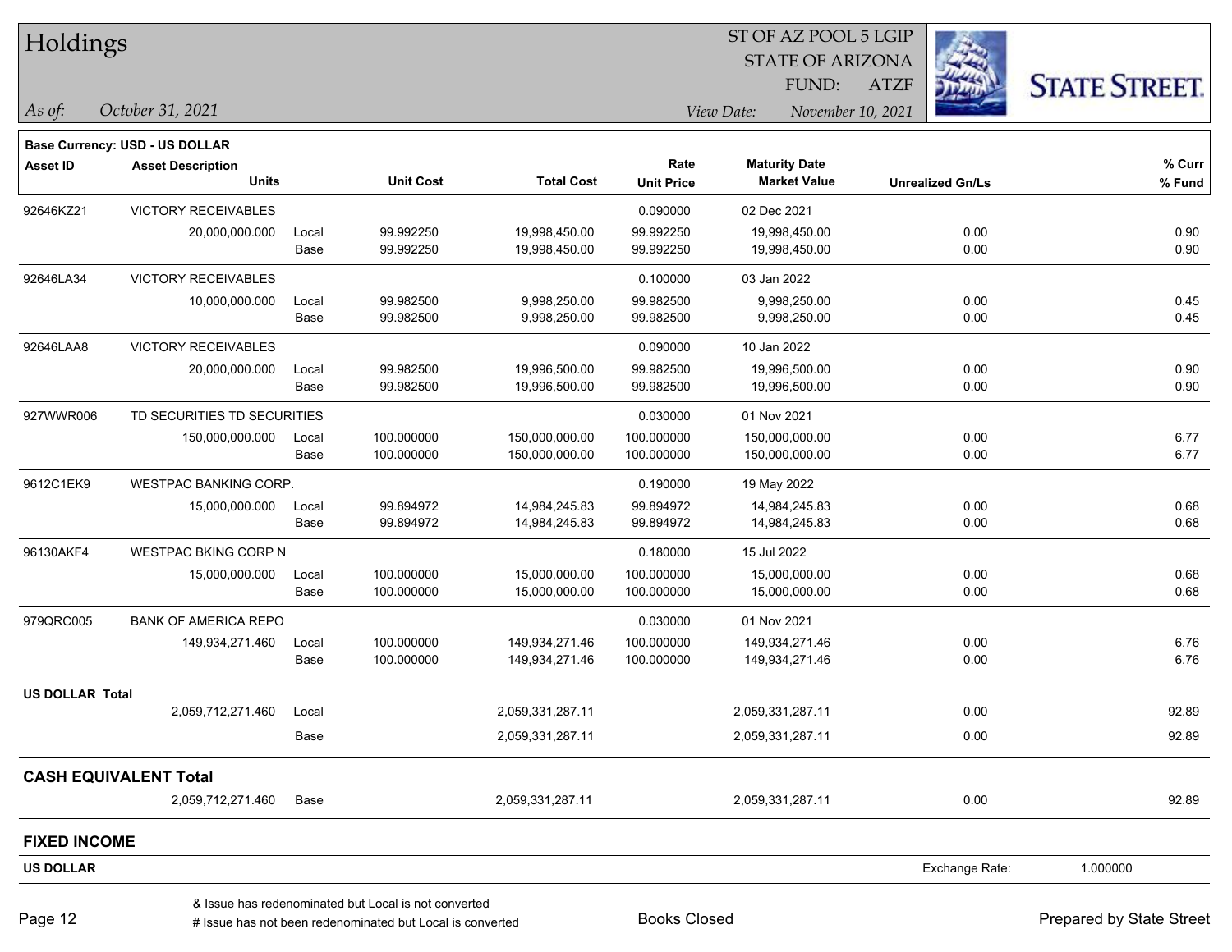# Holdings

ST OF AZ POOL 5 LGIP
STATE OF ARIZONA
FUND: ATZF

*As of:* *October 31, 2021*    *View Date:* *November 10, 2021*

STATE STREET.

**Base Currency: USD - US DOLLAR**

| Asset ID | Asset Description / Units | | Unit Cost | Total Cost | Rate / Unit Price | Maturity Date / Market Value | Unrealized Gn/Ls | % Curr / % Fund |
|---|---|---|---|---|---|---|---|---|
| 92646KZ21 | VICTORY RECEIVABLES | | | | 0.090000 | 02 Dec 2021 | | |
| | 20,000,000.000 | Local | 99.992250 | 19,998,450.00 | 99.992250 | 19,998,450.00 | 0.00 | 0.90 |
| | | Base | 99.992250 | 19,998,450.00 | 99.992250 | 19,998,450.00 | 0.00 | 0.90 |
| 92646LA34 | VICTORY RECEIVABLES | | | | 0.100000 | 03 Jan 2022 | | |
| | 10,000,000.000 | Local | 99.982500 | 9,998,250.00 | 99.982500 | 9,998,250.00 | 0.00 | 0.45 |
| | | Base | 99.982500 | 9,998,250.00 | 99.982500 | 9,998,250.00 | 0.00 | 0.45 |
| 92646LAA8 | VICTORY RECEIVABLES | | | | 0.090000 | 10 Jan 2022 | | |
| | 20,000,000.000 | Local | 99.982500 | 19,996,500.00 | 99.982500 | 19,996,500.00 | 0.00 | 0.90 |
| | | Base | 99.982500 | 19,996,500.00 | 99.982500 | 19,996,500.00 | 0.00 | 0.90 |
| 927WWR006 | TD SECURITIES TD SECURITIES | | | | 0.030000 | 01 Nov 2021 | | |
| | 150,000,000.000 | Local | 100.000000 | 150,000,000.00 | 100.000000 | 150,000,000.00 | 0.00 | 6.77 |
| | | Base | 100.000000 | 150,000,000.00 | 100.000000 | 150,000,000.00 | 0.00 | 6.77 |
| 9612C1EK9 | WESTPAC BANKING CORP. | | | | 0.190000 | 19 May 2022 | | |
| | 15,000,000.000 | Local | 99.894972 | 14,984,245.83 | 99.894972 | 14,984,245.83 | 0.00 | 0.68 |
| | | Base | 99.894972 | 14,984,245.83 | 99.894972 | 14,984,245.83 | 0.00 | 0.68 |
| 96130AKF4 | WESTPAC BKING CORP N | | | | 0.180000 | 15 Jul 2022 | | |
| | 15,000,000.000 | Local | 100.000000 | 15,000,000.00 | 100.000000 | 15,000,000.00 | 0.00 | 0.68 |
| | | Base | 100.000000 | 15,000,000.00 | 100.000000 | 15,000,000.00 | 0.00 | 0.68 |
| 979QRC005 | BANK OF AMERICA REPO | | | | 0.030000 | 01 Nov 2021 | | |
| | 149,934,271.460 | Local | 100.000000 | 149,934,271.46 | 100.000000 | 149,934,271.46 | 0.00 | 6.76 |
| | | Base | 100.000000 | 149,934,271.46 | 100.000000 | 149,934,271.46 | 0.00 | 6.76 |
| **US DOLLAR Total** | | | | | | | | |
| | 2,059,712,271.460 | Local | | 2,059,331,287.11 | | 2,059,331,287.11 | 0.00 | 92.89 |
| | | Base | | 2,059,331,287.11 | | 2,059,331,287.11 | 0.00 | 92.89 |
| **CASH EQUIVALENT Total** | | | | | | | | |
| | 2,059,712,271.460 | Base | | 2,059,331,287.11 | | 2,059,331,287.11 | 0.00 | 92.89 |

## FIXED INCOME

**US DOLLAR**    Exchange Rate: 1.000000

& Issue has redenominated but Local is not converted
# Issue has not been redenominated but Local is converted

Books Closed    Prepared by State Street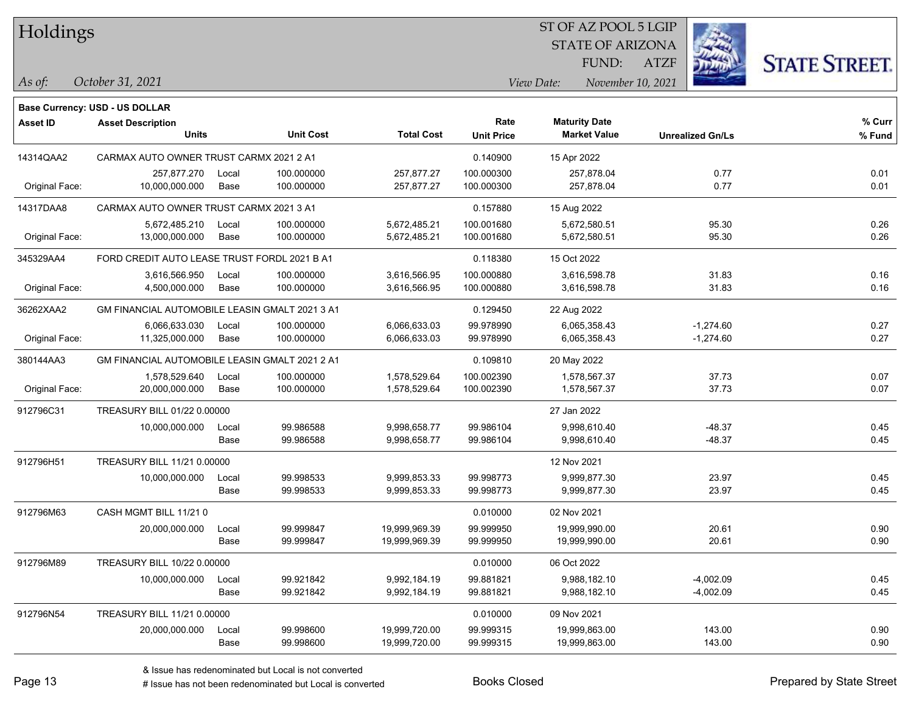# Holdings

ST OF AZ POOL 5 LGIP
STATE OF ARIZONA
FUND: ATZF

*As of:* *October 31, 2021*

*View Date:* *November 10, 2021*

**Base Currency: USD - US DOLLAR**

| Asset ID | Asset Description / Units | | Unit Cost | Total Cost | Rate / Unit Price | Maturity Date / Market Value | Unrealized Gn/Ls | % Curr / % Fund |
|---|---|---|---|---|---|---|---|---|
| 14314QAA2 | CARMAX AUTO OWNER TRUST CARMX 2021 2 A1 | | | | 0.140900 | 15 Apr 2022 | | |
| | 257,877.270 | Local | 100.000000 | 257,877.27 | 100.000300 | 257,878.04 | 0.77 | 0.01 |
| Original Face: | 10,000,000.000 | Base | 100.000000 | 257,877.27 | 100.000300 | 257,878.04 | 0.77 | 0.01 |
| 14317DAA8 | CARMAX AUTO OWNER TRUST CARMX 2021 3 A1 | | | | 0.157880 | 15 Aug 2022 | | |
| | 5,672,485.210 | Local | 100.000000 | 5,672,485.21 | 100.001680 | 5,672,580.51 | 95.30 | 0.26 |
| Original Face: | 13,000,000.000 | Base | 100.000000 | 5,672,485.21 | 100.001680 | 5,672,580.51 | 95.30 | 0.26 |
| 345329AA4 | FORD CREDIT AUTO LEASE TRUST FORDL 2021 B A1 | | | | 0.118380 | 15 Oct 2022 | | |
| | 3,616,566.950 | Local | 100.000000 | 3,616,566.95 | 100.000880 | 3,616,598.78 | 31.83 | 0.16 |
| Original Face: | 4,500,000.000 | Base | 100.000000 | 3,616,566.95 | 100.000880 | 3,616,598.78 | 31.83 | 0.16 |
| 36262XAA2 | GM FINANCIAL AUTOMOBILE LEASIN GMALT 2021 3 A1 | | | | 0.129450 | 22 Aug 2022 | | |
| | 6,066,633.030 | Local | 100.000000 | 6,066,633.03 | 99.978990 | 6,065,358.43 | -1,274.60 | 0.27 |
| Original Face: | 11,325,000.000 | Base | 100.000000 | 6,066,633.03 | 99.978990 | 6,065,358.43 | -1,274.60 | 0.27 |
| 380144AA3 | GM FINANCIAL AUTOMOBILE LEASIN GMALT 2021 2 A1 | | | | 0.109810 | 20 May 2022 | | |
| | 1,578,529.640 | Local | 100.000000 | 1,578,529.64 | 100.002390 | 1,578,567.37 | 37.73 | 0.07 |
| Original Face: | 20,000,000.000 | Base | 100.000000 | 1,578,529.64 | 100.002390 | 1,578,567.37 | 37.73 | 0.07 |
| 912796C31 | TREASURY BILL 01/22 0.00000 | | | | | 27 Jan 2022 | | |
| | 10,000,000.000 | Local | 99.986588 | 9,998,658.77 | 99.986104 | 9,998,610.40 | -48.37 | 0.45 |
| | | Base | 99.986588 | 9,998,658.77 | 99.986104 | 9,998,610.40 | -48.37 | 0.45 |
| 912796H51 | TREASURY BILL 11/21 0.00000 | | | | | 12 Nov 2021 | | |
| | 10,000,000.000 | Local | 99.998533 | 9,999,853.33 | 99.998773 | 9,999,877.30 | 23.97 | 0.45 |
| | | Base | 99.998533 | 9,999,853.33 | 99.998773 | 9,999,877.30 | 23.97 | 0.45 |
| 912796M63 | CASH MGMT BILL 11/21 0 | | | | 0.010000 | 02 Nov 2021 | | |
| | 20,000,000.000 | Local | 99.999847 | 19,999,969.39 | 99.999950 | 19,999,990.00 | 20.61 | 0.90 |
| | | Base | 99.999847 | 19,999,969.39 | 99.999950 | 19,999,990.00 | 20.61 | 0.90 |
| 912796M89 | TREASURY BILL 10/22 0.00000 | | | | 0.010000 | 06 Oct 2022 | | |
| | 10,000,000.000 | Local | 99.921842 | 9,992,184.19 | 99.881821 | 9,988,182.10 | -4,002.09 | 0.45 |
| | | Base | 99.921842 | 9,992,184.19 | 99.881821 | 9,988,182.10 | -4,002.09 | 0.45 |
| 912796N54 | TREASURY BILL 11/21 0.00000 | | | | 0.010000 | 09 Nov 2021 | | |
| | 20,000,000.000 | Local | 99.998600 | 19,999,720.00 | 99.999315 | 19,999,863.00 | 143.00 | 0.90 |
| | | Base | 99.998600 | 19,999,720.00 | 99.999315 | 19,999,863.00 | 143.00 | 0.90 |

& Issue has redenominated but Local is not converted
# Issue has not been redenominated but Local is converted

Books Closed

Prepared by State Street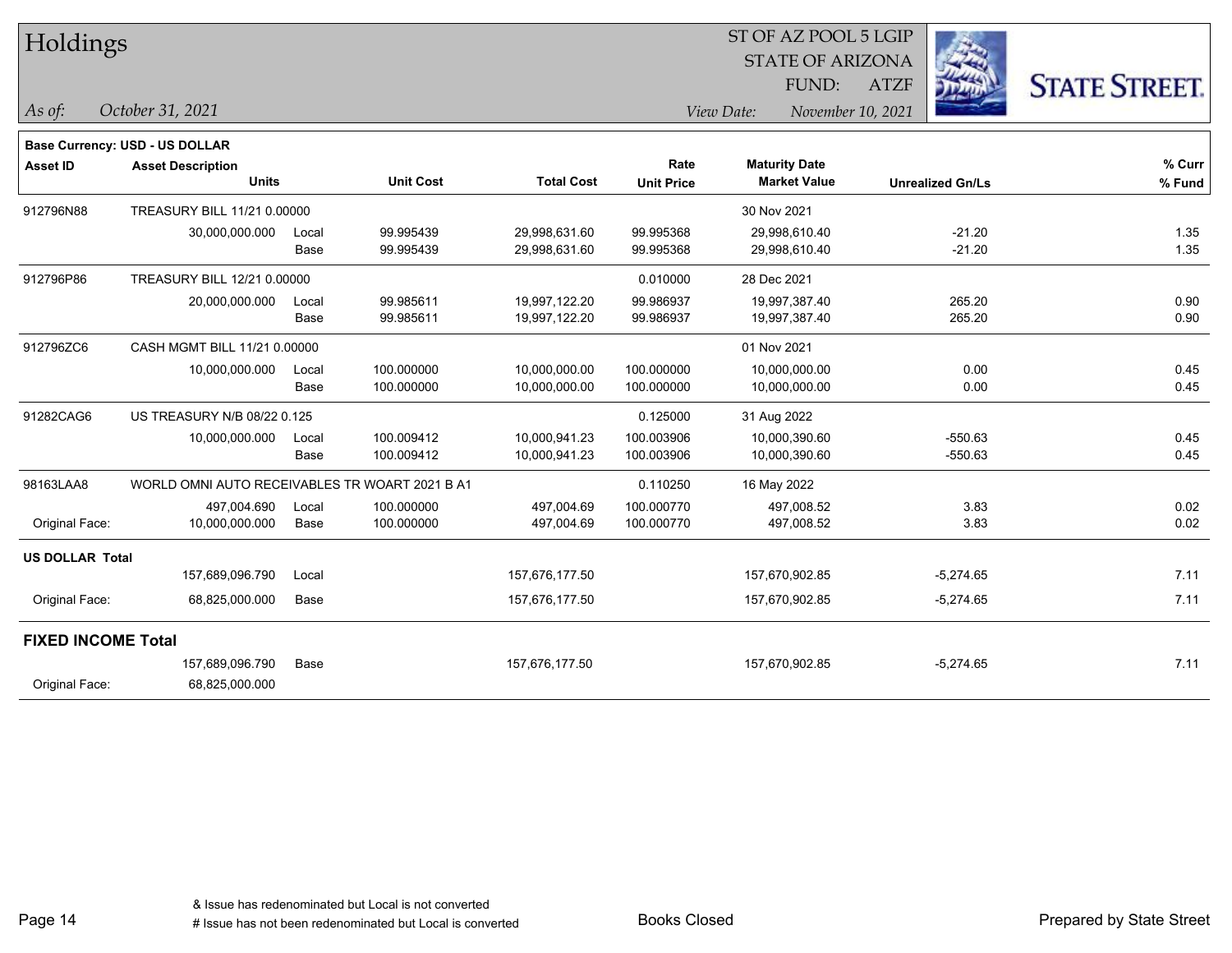# Holdings

ST OF AZ POOL 5 LGIP
STATE OF ARIZONA
FUND: ATZF

*As of:* *October 31, 2021*
*View Date:* *November 10, 2021*

**Base Currency: USD - US DOLLAR**

| Asset ID | Asset Description / Units | | Unit Cost | Total Cost | Rate / Unit Price | Maturity Date / Market Value | Unrealized Gn/Ls | % Curr / % Fund |
|---|---|---|---|---|---|---|---|---|
| 912796N88 | TREASURY BILL 11/21 0.00000 | | | | | 30 Nov 2021 | | |
| | 30,000,000.000 | Local | 99.995439 | 29,998,631.60 | 99.995368 | 29,998,610.40 | -21.20 | 1.35 |
| | | Base | 99.995439 | 29,998,631.60 | 99.995368 | 29,998,610.40 | -21.20 | 1.35 |
| 912796P86 | TREASURY BILL 12/21 0.00000 | | | | 0.010000 | 28 Dec 2021 | | |
| | 20,000,000.000 | Local | 99.985611 | 19,997,122.20 | 99.986937 | 19,997,387.40 | 265.20 | 0.90 |
| | | Base | 99.985611 | 19,997,122.20 | 99.986937 | 19,997,387.40 | 265.20 | 0.90 |
| 912796ZC6 | CASH MGMT BILL 11/21 0.00000 | | | | | 01 Nov 2021 | | |
| | 10,000,000.000 | Local | 100.000000 | 10,000,000.00 | 100.000000 | 10,000,000.00 | 0.00 | 0.45 |
| | | Base | 100.000000 | 10,000,000.00 | 100.000000 | 10,000,000.00 | 0.00 | 0.45 |
| 91282CAG6 | US TREASURY N/B 08/22 0.125 | | | | 0.125000 | 31 Aug 2022 | | |
| | 10,000,000.000 | Local | 100.009412 | 10,000,941.23 | 100.003906 | 10,000,390.60 | -550.63 | 0.45 |
| | | Base | 100.009412 | 10,000,941.23 | 100.003906 | 10,000,390.60 | -550.63 | 0.45 |
| 98163LAA8 | WORLD OMNI AUTO RECEIVABLES TR WOART 2021 B A1 | | | | 0.110250 | 16 May 2022 | | |
| | 497,004.690 | Local | 100.000000 | 497,004.69 | 100.000770 | 497,008.52 | 3.83 | 0.02 |
| Original Face: | 10,000,000.000 | Base | 100.000000 | 497,004.69 | 100.000770 | 497,008.52 | 3.83 | 0.02 |
| **US DOLLAR Total** | | | | | | | | |
| | 157,689,096.790 | Local | | 157,676,177.50 | | 157,670,902.85 | -5,274.65 | 7.11 |
| Original Face: | 68,825,000.000 | Base | | 157,676,177.50 | | 157,670,902.85 | -5,274.65 | 7.11 |
| **FIXED INCOME Total** | | | | | | | | |
| | 157,689,096.790 | Base | | 157,676,177.50 | | 157,670,902.85 | -5,274.65 | 7.11 |
| Original Face: | 68,825,000.000 | | | | | | | |

& Issue has redenominated but Local is not converted
# Issue has not been redenominated but Local is converted

Books Closed

Prepared by State Street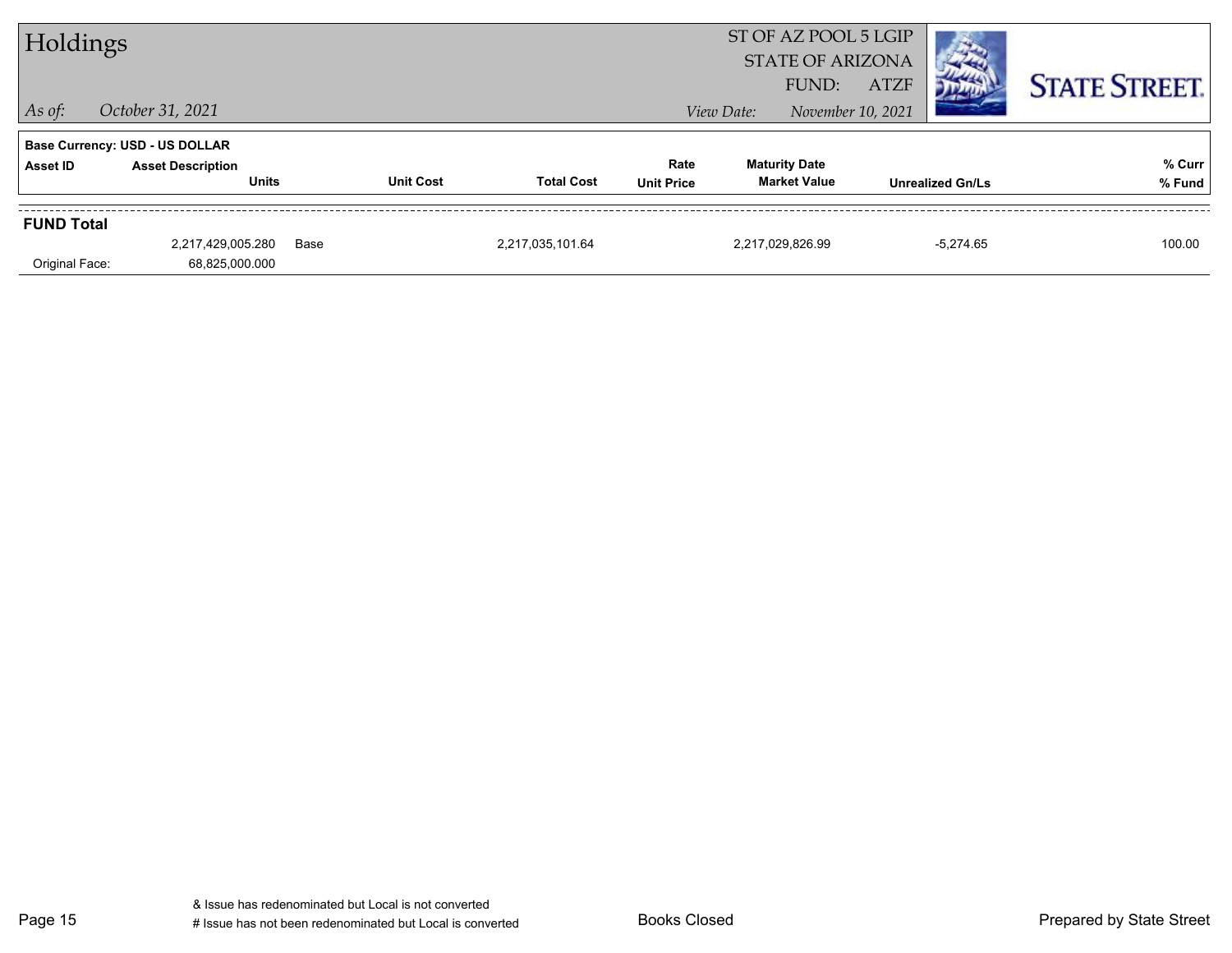# Holdings

ST OF AZ POOL 5 LGIP
STATE OF ARIZONA
FUND: ATZF

*As of:* *October 31, 2021*

*View Date:* *November 10, 2021*

**Base Currency: USD - US DOLLAR**

| Asset ID | Asset Description / Units | | Unit Cost | Total Cost | Rate / Unit Price | Maturity Date / Market Value | Unrealized Gn/Ls | % Curr / % Fund |
|---|---|---|---|---|---|---|---|---|
| **FUND Total** | | | | | | | | |
| | 2,217,429,005.280 | Base | | 2,217,035,101.64 | | 2,217,029,826.99 | -5,274.65 | 100.00 |
| Original Face: | 68,825,000.000 | | | | | | | |

& Issue has redenominated but Local is not converted
# Issue has not been redenominated but Local is converted

Books Closed

Prepared by State Street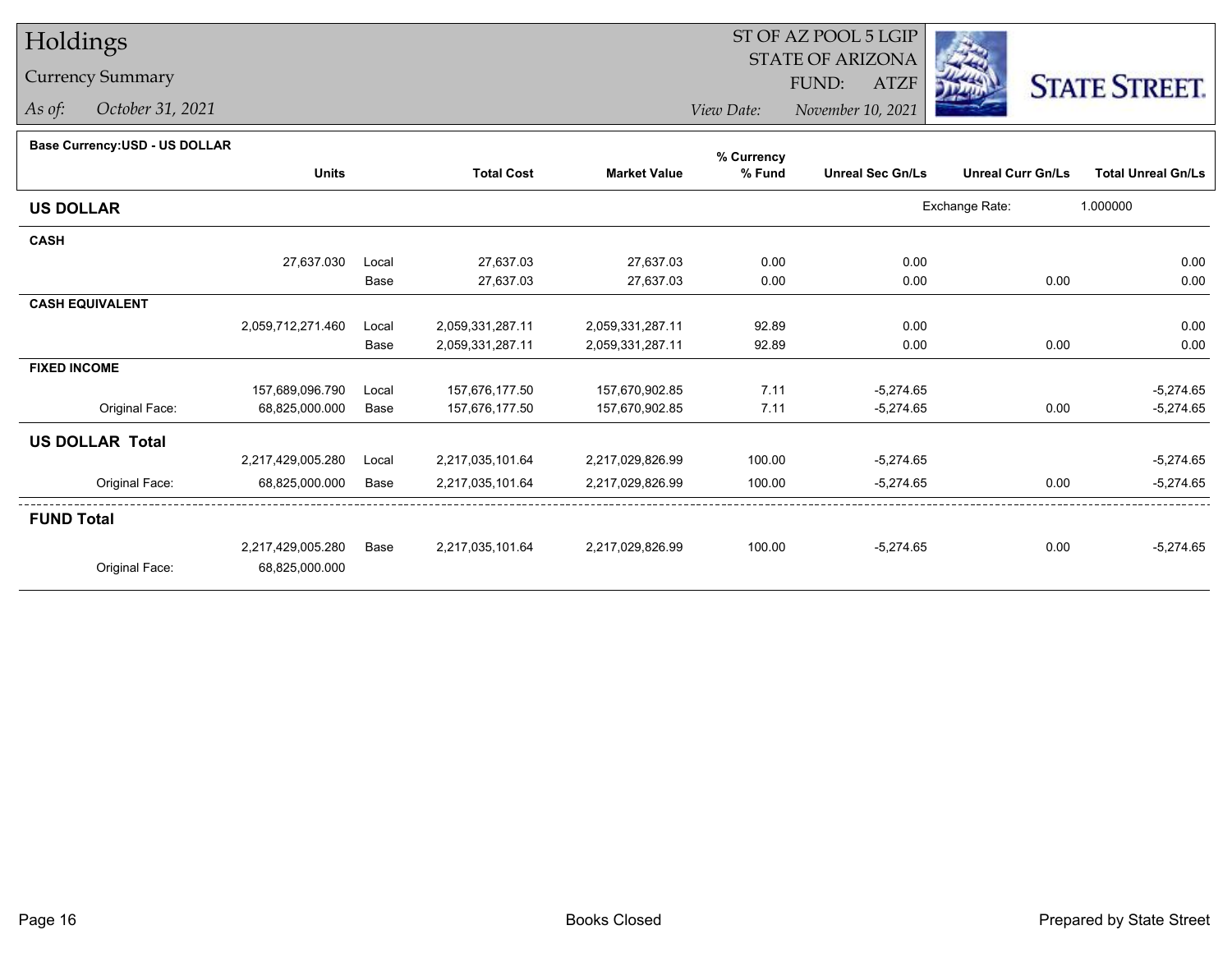# Holdings

## Currency Summary

*As of:* *October 31, 2021*

ST OF AZ POOL 5 LGIP
STATE OF ARIZONA
FUND: ATZF

*View Date:* *November 10, 2021*

**Base Currency:USD - US DOLLAR**

| | Units | | Total Cost | Market Value | % Currency % Fund | Unreal Sec Gn/Ls | Unreal Curr Gn/Ls | Total Unreal Gn/Ls |
|---|---|---|---|---|---|---|---|---|
| **US DOLLAR** | | | | | | | Exchange Rate: | 1.000000 |
| **CASH** | | | | | | | | |
| | 27,637.030 | Local | 27,637.03 | 27,637.03 | 0.00 | 0.00 | | 0.00 |
| | | Base | 27,637.03 | 27,637.03 | 0.00 | 0.00 | 0.00 | 0.00 |
| **CASH EQUIVALENT** | | | | | | | | |
| | 2,059,712,271.460 | Local | 2,059,331,287.11 | 2,059,331,287.11 | 92.89 | 0.00 | | 0.00 |
| | | Base | 2,059,331,287.11 | 2,059,331,287.11 | 92.89 | 0.00 | 0.00 | 0.00 |
| **FIXED INCOME** | | | | | | | | |
| | 157,689,096.790 | Local | 157,676,177.50 | 157,670,902.85 | 7.11 | -5,274.65 | | -5,274.65 |
| Original Face: | 68,825,000.000 | Base | 157,676,177.50 | 157,670,902.85 | 7.11 | -5,274.65 | 0.00 | -5,274.65 |
| **US DOLLAR Total** | | | | | | | | |
| | 2,217,429,005.280 | Local | 2,217,035,101.64 | 2,217,029,826.99 | 100.00 | -5,274.65 | | -5,274.65 |
| Original Face: | 68,825,000.000 | Base | 2,217,035,101.64 | 2,217,029,826.99 | 100.00 | -5,274.65 | 0.00 | -5,274.65 |
| **FUND Total** | | | | | | | | |
| | 2,217,429,005.280 | Base | 2,217,035,101.64 | 2,217,029,826.99 | 100.00 | -5,274.65 | 0.00 | -5,274.65 |
| Original Face: | 68,825,000.000 | | | | | | | |

Books Closed

Prepared by State Street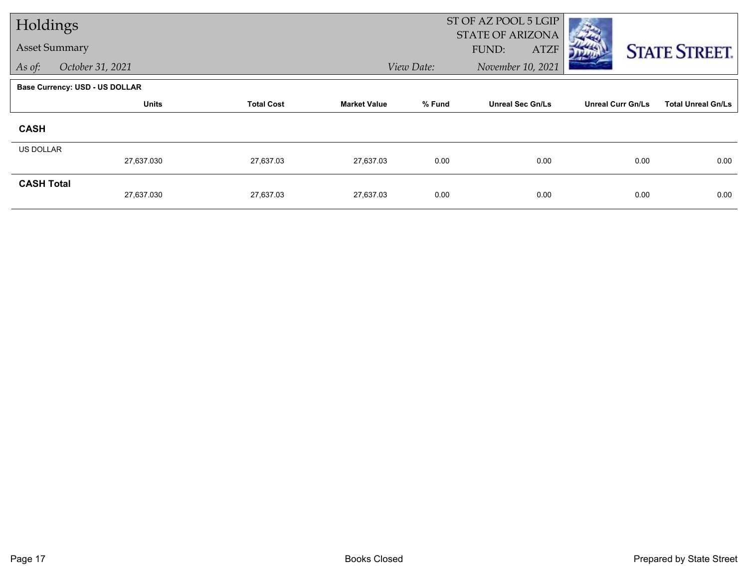# Holdings

## Asset Summary

*As of:* October 31, 2021

ST OF AZ POOL 5 LGIP
STATE OF ARIZONA
FUND: ATZF

*View Date:* November 10, 2021

**Base Currency: USD - US DOLLAR**

| | Units | Total Cost | Market Value | % Fund | Unreal Sec Gn/Ls | Unreal Curr Gn/Ls | Total Unreal Gn/Ls |
|---|---|---|---|---|---|---|---|
| **CASH** | | | | | | | |
| US DOLLAR | 27,637.030 | 27,637.03 | 27,637.03 | 0.00 | 0.00 | 0.00 | 0.00 |
| **CASH Total** | 27,637.030 | 27,637.03 | 27,637.03 | 0.00 | 0.00 | 0.00 | 0.00 |

Books Closed

Prepared by State Street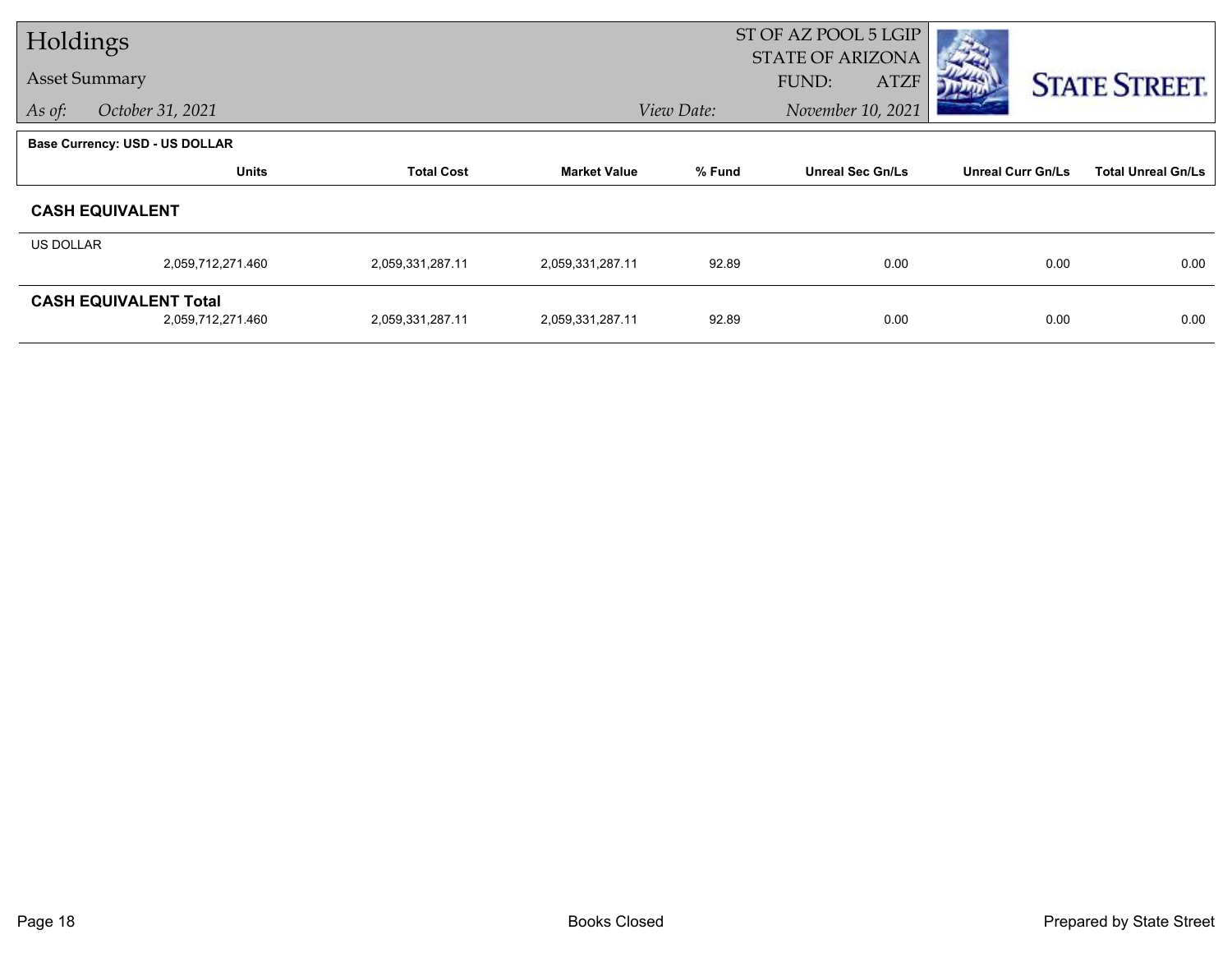# Holdings

## Asset Summary

*As of:* *October 31, 2021*

ST OF AZ POOL 5 LGIP
STATE OF ARIZONA
FUND: ATZF

*View Date:* *November 10, 2021*

**Base Currency: USD - US DOLLAR**

| | Units | Total Cost | Market Value | % Fund | Unreal Sec Gn/Ls | Unreal Curr Gn/Ls | Total Unreal Gn/Ls |
|---|---|---|---|---|---|---|---|
| **CASH EQUIVALENT** | | | | | | | |
| US DOLLAR | 2,059,712,271.460 | 2,059,331,287.11 | 2,059,331,287.11 | 92.89 | 0.00 | 0.00 | 0.00 |
| **CASH EQUIVALENT Total** | 2,059,712,271.460 | 2,059,331,287.11 | 2,059,331,287.11 | 92.89 | 0.00 | 0.00 | 0.00 |

Books Closed

Prepared by State Street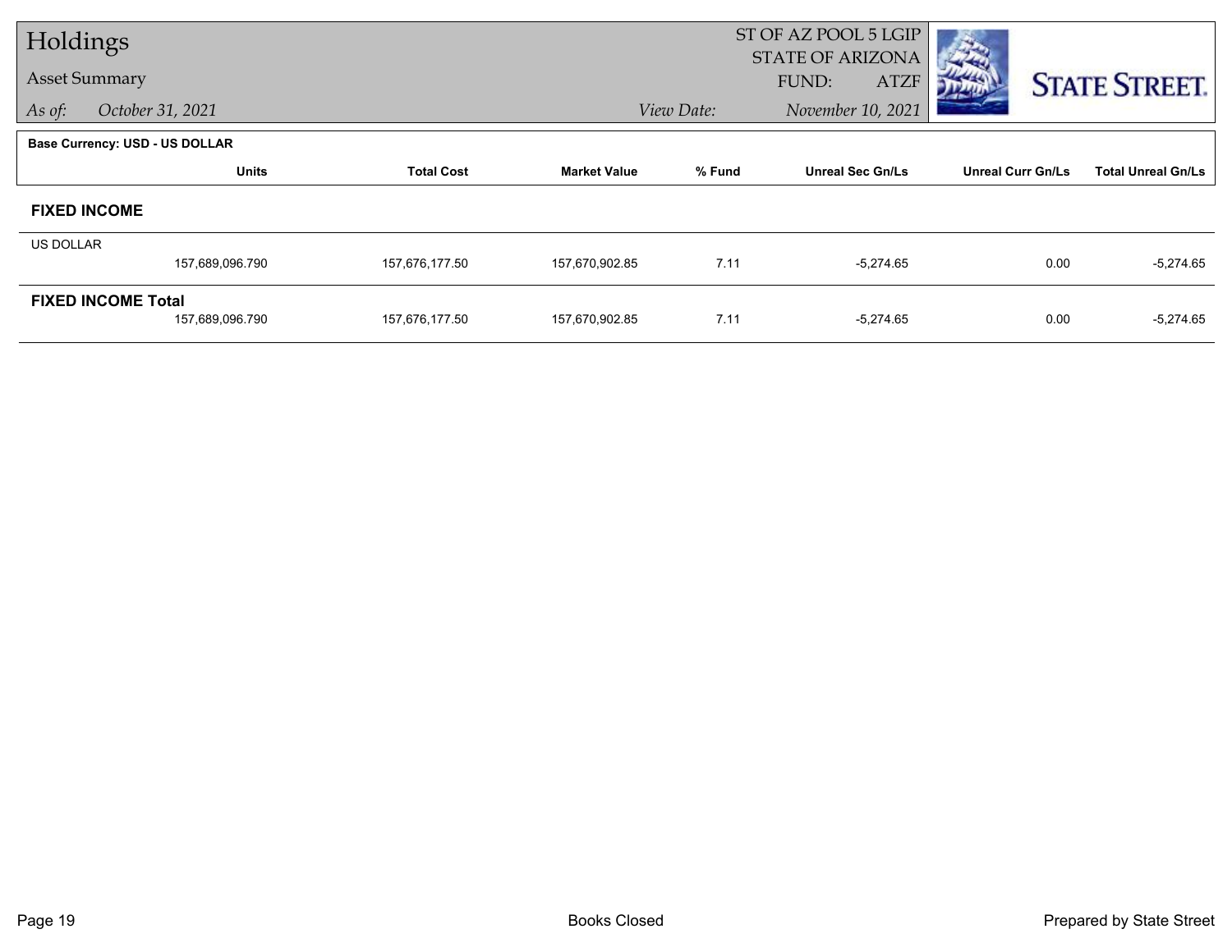# Holdings

## Asset Summary

*As of:* *October 31, 2021*

ST OF AZ POOL 5 LGIP
STATE OF ARIZONA
FUND: ATZF

*View Date:* *November 10, 2021*

**Base Currency: USD - US DOLLAR**

| | Units | Total Cost | Market Value | % Fund | Unreal Sec Gn/Ls | Unreal Curr Gn/Ls | Total Unreal Gn/Ls |
|---|---|---|---|---|---|---|---|
| **FIXED INCOME** | | | | | | | |
| US DOLLAR | 157,689,096.790 | 157,676,177.50 | 157,670,902.85 | 7.11 | -5,274.65 | 0.00 | -5,274.65 |
| **FIXED INCOME Total** | 157,689,096.790 | 157,676,177.50 | 157,670,902.85 | 7.11 | -5,274.65 | 0.00 | -5,274.65 |

Books Closed

Prepared by State Street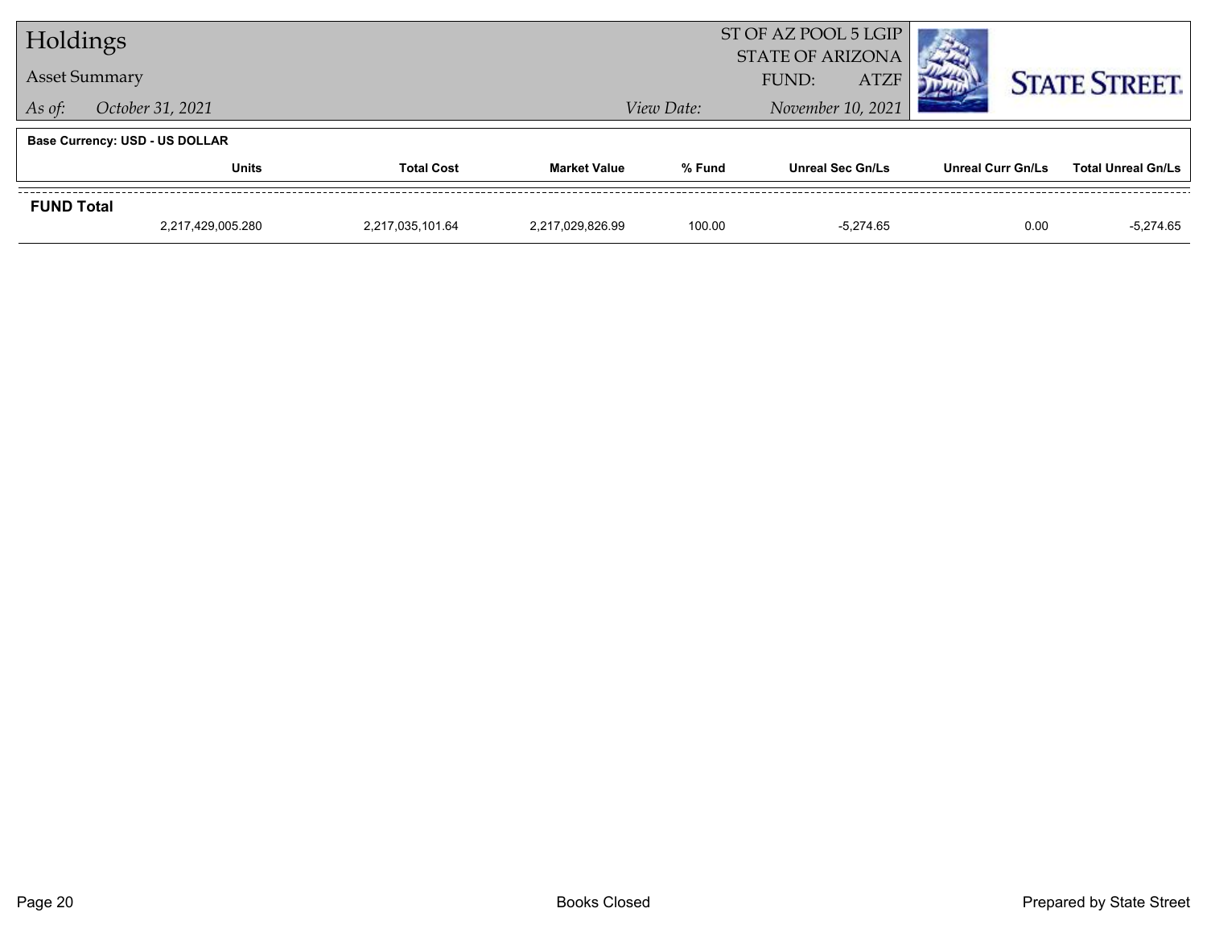# Holdings

## Asset Summary

*As of:* *October 31, 2021*

ST OF AZ POOL 5 LGIP
STATE OF ARIZONA
FUND: ATZF

*View Date:* *November 10, 2021*

**Base Currency: USD - US DOLLAR**

| | Units | Total Cost | Market Value | % Fund | Unreal Sec Gn/Ls | Unreal Curr Gn/Ls | Total Unreal Gn/Ls |
|---|---|---|---|---|---|---|---|
| **FUND Total** | 2,217,429,005.280 | 2,217,035,101.64 | 2,217,029,826.99 | 100.00 | -5,274.65 | 0.00 | -5,274.65 |

Books Closed

Prepared by State Street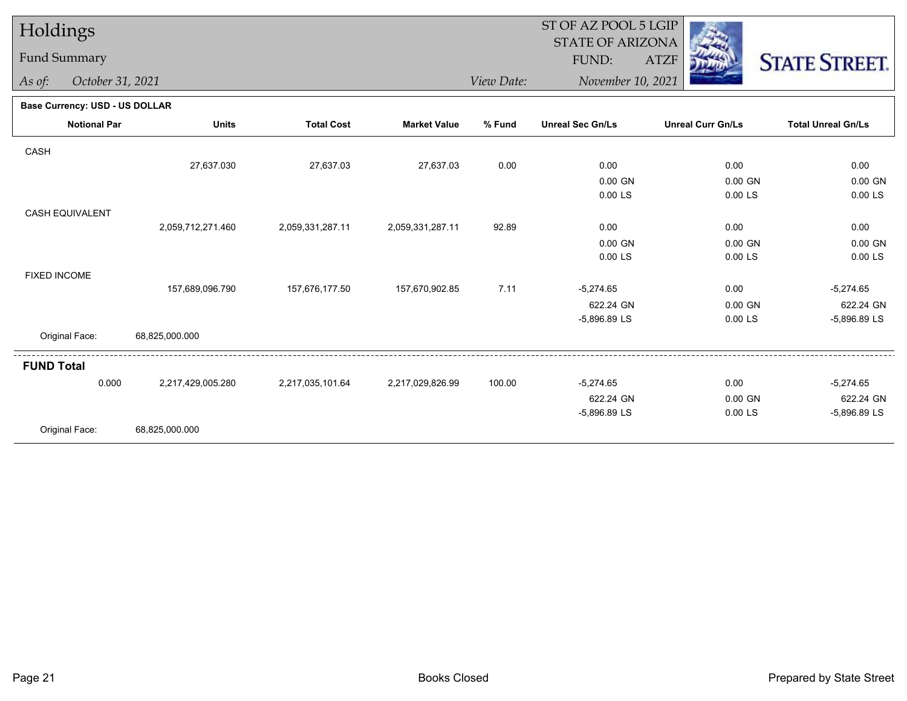# Holdings

Fund Summary

*As of:* *October 31, 2021*

ST OF AZ POOL 5 LGIP
STATE OF ARIZONA
FUND: ATZF

*View Date:* *November 10, 2021*

STATE STREET.

**Base Currency: USD - US DOLLAR**

| Notional Par | Units | Total Cost | Market Value | % Fund | Unreal Sec Gn/Ls | Unreal Curr Gn/Ls | Total Unreal Gn/Ls |
|---|---|---|---|---|---|---|---|
| CASH | | | | | | | |
| | 27,637.030 | 27,637.03 | 27,637.03 | 0.00 | 0.00 | 0.00 | 0.00 |
| | | | | | 0.00 GN | 0.00 GN | 0.00 GN |
| | | | | | 0.00 LS | 0.00 LS | 0.00 LS |
| CASH EQUIVALENT | | | | | | | |
| | 2,059,712,271.460 | 2,059,331,287.11 | 2,059,331,287.11 | 92.89 | 0.00 | 0.00 | 0.00 |
| | | | | | 0.00 GN | 0.00 GN | 0.00 GN |
| | | | | | 0.00 LS | 0.00 LS | 0.00 LS |
| FIXED INCOME | | | | | | | |
| | 157,689,096.790 | 157,676,177.50 | 157,670,902.85 | 7.11 | -5,274.65 | 0.00 | -5,274.65 |
| | | | | | 622.24 GN | 0.00 GN | 622.24 GN |
| | | | | | -5,896.89 LS | 0.00 LS | -5,896.89 LS |
| Original Face: | 68,825,000.000 | | | | | | |
| **FUND Total** | | | | | | | |
| 0.000 | 2,217,429,005.280 | 2,217,035,101.64 | 2,217,029,826.99 | 100.00 | -5,274.65 | 0.00 | -5,274.65 |
| | | | | | 622.24 GN | 0.00 GN | 622.24 GN |
| | | | | | -5,896.89 LS | 0.00 LS | -5,896.89 LS |
| Original Face: | 68,825,000.000 | | | | | | |

Books Closed

Prepared by State Street